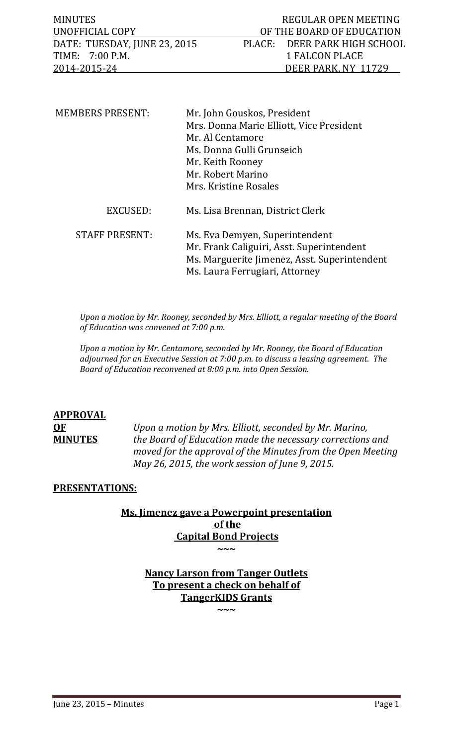MINUTES
UNOFFICIAL COPY
DATE: TUESDAY, JUNE 23, 2015
TIME: 7:00 P.M.
2014-2015-24

REGULAR OPEN MEETING
OF THE BOARD OF EDUCATION
PLACE: DEER PARK HIGH SCHOOL
1 FALCON PLACE
DEER PARK, NY 11729

MEMBERS PRESENT: Mr. John Gouskos, President
Mrs. Donna Marie Elliott, Vice President
Mr. Al Centamore
Ms. Donna Gulli Grunseich
Mr. Keith Rooney
Mr. Robert Marino
Mrs. Kristine Rosales

EXCUSED: Ms. Lisa Brennan, District Clerk

STAFF PRESENT: Ms. Eva Demyen, Superintendent
Mr. Frank Caliguiri, Asst. Superintendent
Ms. Marguerite Jimenez, Asst. Superintendent
Ms. Laura Ferrugiari, Attorney

*Upon a motion by Mr. Rooney, seconded by Mrs. Elliott, a regular meeting of the Board of Education was convened at 7:00 p.m.*

*Upon a motion by Mr. Centamore, seconded by Mr. Rooney, the Board of Education adjourned for an Executive Session at 7:00 p.m. to discuss a leasing agreement. The Board of Education reconvened at 8:00 p.m. into Open Session.*

**APPROVAL OF MINUTES**

*Upon a motion by Mrs. Elliott, seconded by Mr. Marino, the Board of Education made the necessary corrections and moved for the approval of the Minutes from the Open Meeting May 26, 2015, the work session of June 9, 2015.*

**PRESENTATIONS:**

**Ms. Jimenez gave a Powerpoint presentation of the Capital Bond Projects**

~~~

**Nancy Larson from Tanger Outlets To present a check on behalf of TangerKIDS Grants**

~~~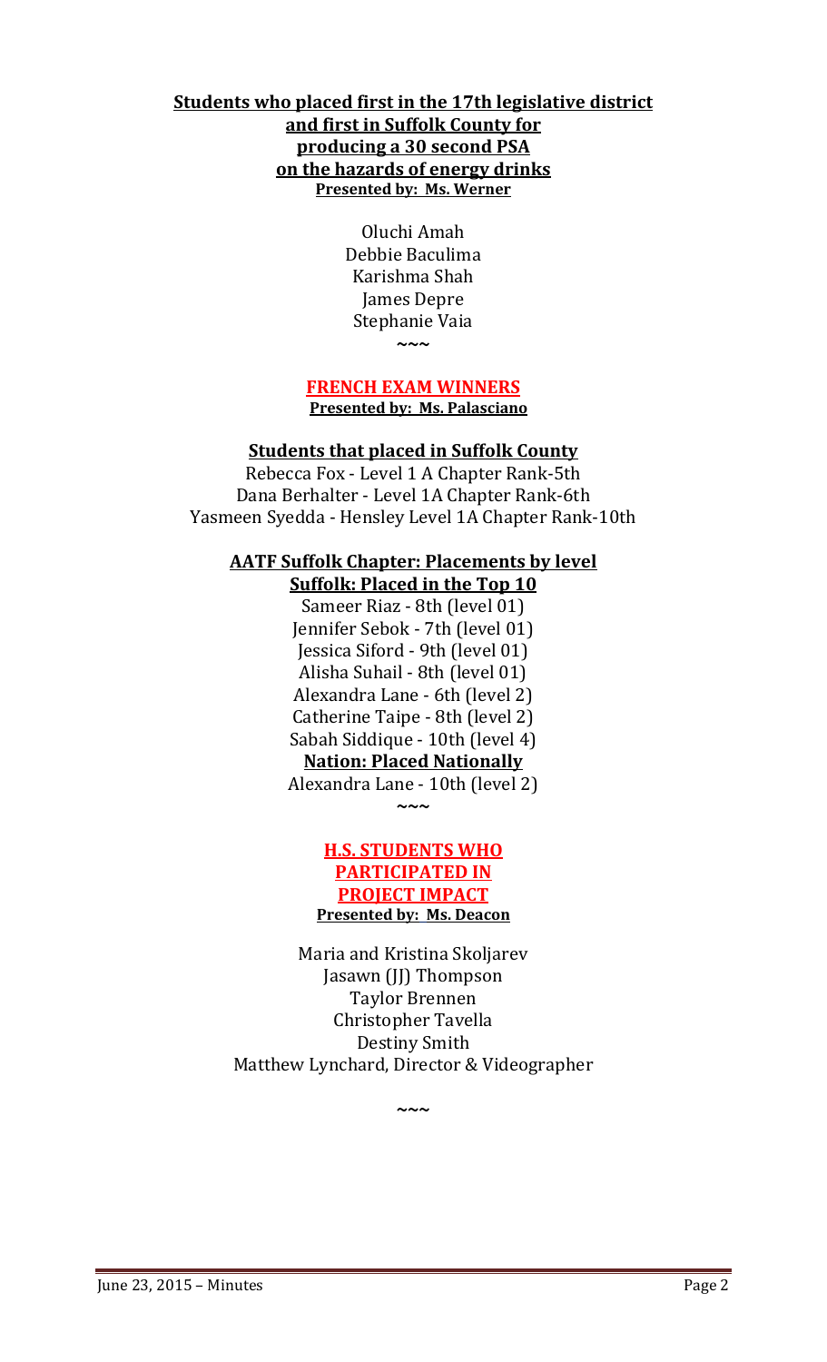**Students who placed first in the 17th legislative district and first in Suffolk County for producing a 30 second PSA on the hazards of energy drinks**
**Presented by: Ms. Werner**

Oluchi Amah
Debbie Baculima
Karishma Shah
James Depre
Stephanie Vaia

~~~

**FRENCH EXAM WINNERS**
**Presented by: Ms. Palasciano**

**Students that placed in Suffolk County**

Rebecca Fox - Level 1 A Chapter Rank-5th
Dana Berhalter - Level 1A Chapter Rank-6th
Yasmeen Syedda - Hensley Level 1A Chapter Rank-10th

**AATF Suffolk Chapter: Placements by level**
**Suffolk: Placed in the Top 10**

Sameer Riaz - 8th (level 01)
Jennifer Sebok - 7th (level 01)
Jessica Siford - 9th (level 01)
Alisha Suhail - 8th (level 01)
Alexandra Lane - 6th (level 2)
Catherine Taipe - 8th (level 2)
Sabah Siddique - 10th (level 4)

**Nation: Placed Nationally**

Alexandra Lane - 10th (level 2)

~~~

**H.S. STUDENTS WHO PARTICIPATED IN PROJECT IMPACT**
**Presented by: Ms. Deacon**

Maria and Kristina Skoljarev
Jasawn (JJ) Thompson
Taylor Brennen
Christopher Tavella
Destiny Smith
Matthew Lynchard, Director & Videographer

~~~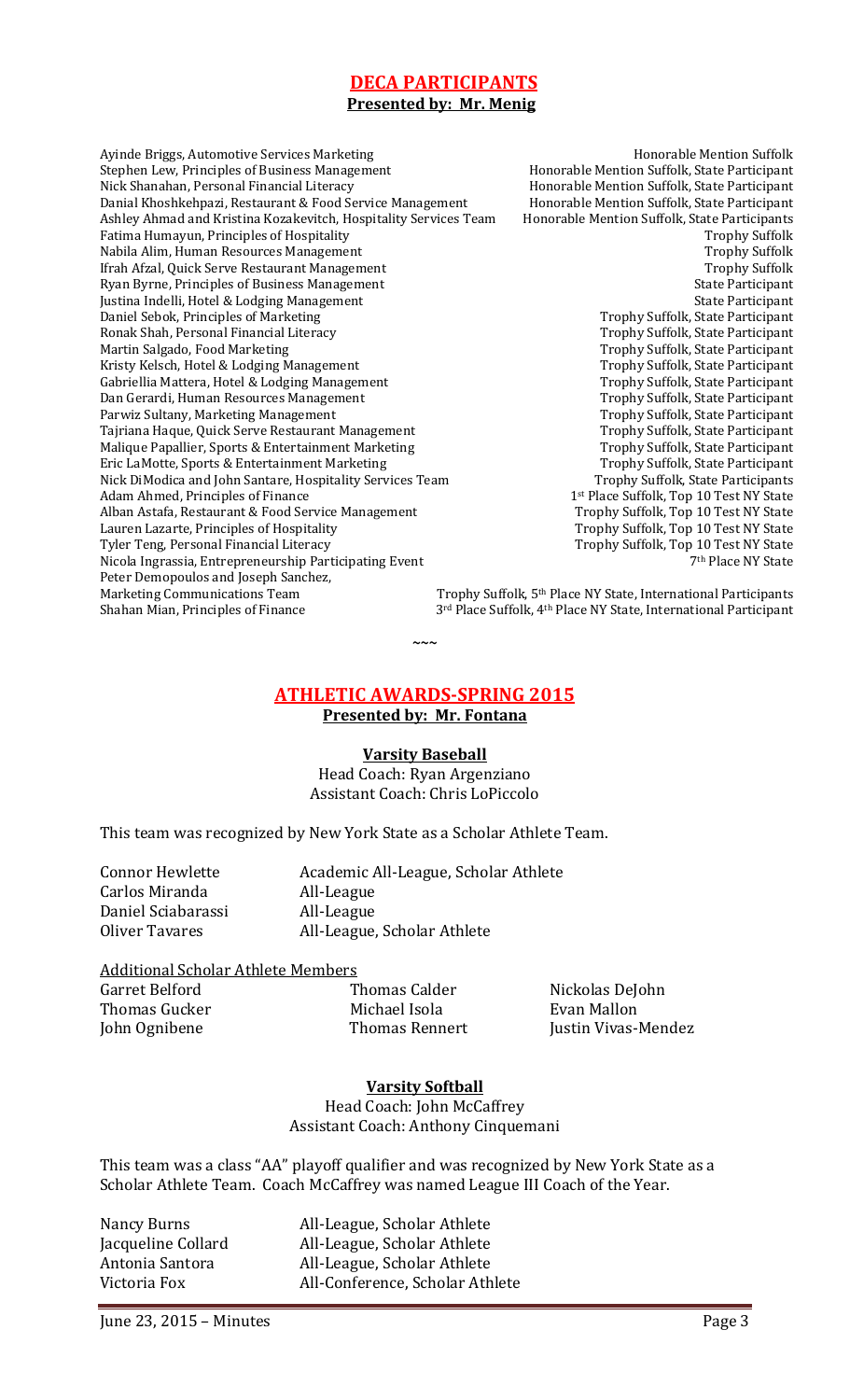## DECA PARTICIPANTS

**Presented by: Mr. Menig**

| | |
|---|---|
| Ayinde Briggs, Automotive Services Marketing | Honorable Mention Suffolk |
| Stephen Lew, Principles of Business Management | Honorable Mention Suffolk, State Participant |
| Nick Shanahan, Personal Financial Literacy | Honorable Mention Suffolk, State Participant |
| Danial Khoshkehpazi, Restaurant & Food Service Management | Honorable Mention Suffolk, State Participant |
| Ashley Ahmad and Kristina Kozakevitch, Hospitality Services Team | Honorable Mention Suffolk, State Participants |
| Fatima Humayun, Principles of Hospitality | Trophy Suffolk |
| Nabila Alim, Human Resources Management | Trophy Suffolk |
| Ifrah Afzal, Quick Serve Restaurant Management | Trophy Suffolk |
| Ryan Byrne, Principles of Business Management | State Participant |
| Justina Indelli, Hotel & Lodging Management | State Participant |
| Daniel Sebok, Principles of Marketing | Trophy Suffolk, State Participant |
| Ronak Shah, Personal Financial Literacy | Trophy Suffolk, State Participant |
| Martin Salgado, Food Marketing | Trophy Suffolk, State Participant |
| Kristy Kelsch, Hotel & Lodging Management | Trophy Suffolk, State Participant |
| Gabriellia Mattera, Hotel & Lodging Management | Trophy Suffolk, State Participant |
| Dan Gerardi, Human Resources Management | Trophy Suffolk, State Participant |
| Parwiz Sultany, Marketing Management | Trophy Suffolk, State Participant |
| Tajriana Haque, Quick Serve Restaurant Management | Trophy Suffolk, State Participant |
| Malique Papallier, Sports & Entertainment Marketing | Trophy Suffolk, State Participant |
| Eric LaMotte, Sports & Entertainment Marketing | Trophy Suffolk, State Participant |
| Nick DiModica and John Santare, Hospitality Services Team | Trophy Suffolk, State Participants |
| Adam Ahmed, Principles of Finance | 1st Place Suffolk, Top 10 Test NY State |
| Alban Astafa, Restaurant & Food Service Management | Trophy Suffolk, Top 10 Test NY State |
| Lauren Lazarte, Principles of Hospitality | Trophy Suffolk, Top 10 Test NY State |
| Tyler Teng, Personal Financial Literacy | Trophy Suffolk, Top 10 Test NY State |
| Nicola Ingrassia, Entrepreneurship Participating Event | 7th Place NY State |
| Peter Demopoulos and Joseph Sanchez, Marketing Communications Team | Trophy Suffolk, 5th Place NY State, International Participants |
| Shahan Mian, Principles of Finance | 3rd Place Suffolk, 4th Place NY State, International Participant |

~~~

## ATHLETIC AWARDS-SPRING 2015

**Presented by: Mr. Fontana**

### Varsity Baseball

Head Coach: Ryan Argenziano
Assistant Coach: Chris LoPiccolo

This team was recognized by New York State as a Scholar Athlete Team.

| | |
|---|---|
| Connor Hewlette | Academic All-League, Scholar Athlete |
| Carlos Miranda | All-League |
| Daniel Sciabarassi | All-League |
| Oliver Tavares | All-League, Scholar Athlete |

Additional Scholar Athlete Members

| | | |
|---|---|---|
| Garret Belford | Thomas Calder | Nickolas DeJohn |
| Thomas Gucker | Michael Isola | Evan Mallon |
| John Ognibene | Thomas Rennert | Justin Vivas-Mendez |

### Varsity Softball

Head Coach: John McCaffrey
Assistant Coach: Anthony Cinquemani

This team was a class "AA" playoff qualifier and was recognized by New York State as a Scholar Athlete Team. Coach McCaffrey was named League III Coach of the Year.

| | |
|---|---|
| Nancy Burns | All-League, Scholar Athlete |
| Jacqueline Collard | All-League, Scholar Athlete |
| Antonia Santora | All-League, Scholar Athlete |
| Victoria Fox | All-Conference, Scholar Athlete |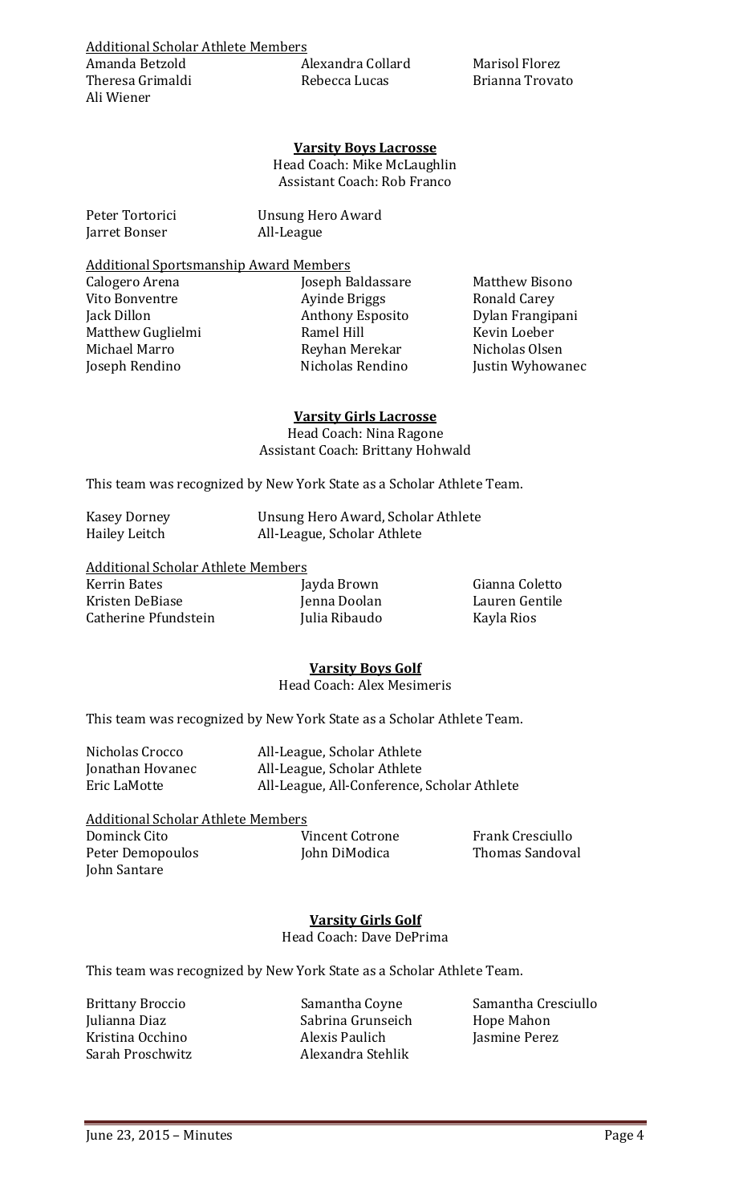Additional Scholar Athlete Members

| | | |
|---|---|---|
| Amanda Betzold | Alexandra Collard | Marisol Florez |
| Theresa Grimaldi | Rebecca Lucas | Brianna Trovato |
| Ali Wiener | | |

**Varsity Boys Lacrosse**

Head Coach: Mike McLaughlin
Assistant Coach: Rob Franco

| | |
|---|---|
| Peter Tortorici | Unsung Hero Award |
| Jarret Bonser | All-League |

Additional Sportsmanship Award Members

| | | |
|---|---|---|
| Calogero Arena | Joseph Baldassare | Matthew Bisono |
| Vito Bonventre | Ayinde Briggs | Ronald Carey |
| Jack Dillon | Anthony Esposito | Dylan Frangipani |
| Matthew Guglielmi | Ramel Hill | Kevin Loeber |
| Michael Marro | Reyhan Merekar | Nicholas Olsen |
| Joseph Rendino | Nicholas Rendino | Justin Wyhowanec |

**Varsity Girls Lacrosse**

Head Coach: Nina Ragone
Assistant Coach: Brittany Hohwald

This team was recognized by New York State as a Scholar Athlete Team.

| | |
|---|---|
| Kasey Dorney | Unsung Hero Award, Scholar Athlete |
| Hailey Leitch | All-League, Scholar Athlete |

Additional Scholar Athlete Members

| | | |
|---|---|---|
| Kerrin Bates | Jayda Brown | Gianna Coletto |
| Kristen DeBiase | Jenna Doolan | Lauren Gentile |
| Catherine Pfundstein | Julia Ribaudo | Kayla Rios |

**Varsity Boys Golf**

Head Coach: Alex Mesimeris

This team was recognized by New York State as a Scholar Athlete Team.

| | |
|---|---|
| Nicholas Crocco | All-League, Scholar Athlete |
| Jonathan Hovanec | All-League, Scholar Athlete |
| Eric LaMotte | All-League, All-Conference, Scholar Athlete |

Additional Scholar Athlete Members

| | | |
|---|---|---|
| Dominck Cito | Vincent Cotrone | Frank Cresciullo |
| Peter Demopoulos | John DiModica | Thomas Sandoval |
| John Santare | | |

**Varsity Girls Golf**

Head Coach: Dave DePrima

This team was recognized by New York State as a Scholar Athlete Team.

| | | |
|---|---|---|
| Brittany Broccio | Samantha Coyne | Samantha Cresciullo |
| Julianna Diaz | Sabrina Grunseich | Hope Mahon |
| Kristina Occhino | Alexis Paulich | Jasmine Perez |
| Sarah Proschwitz | Alexandra Stehlik | |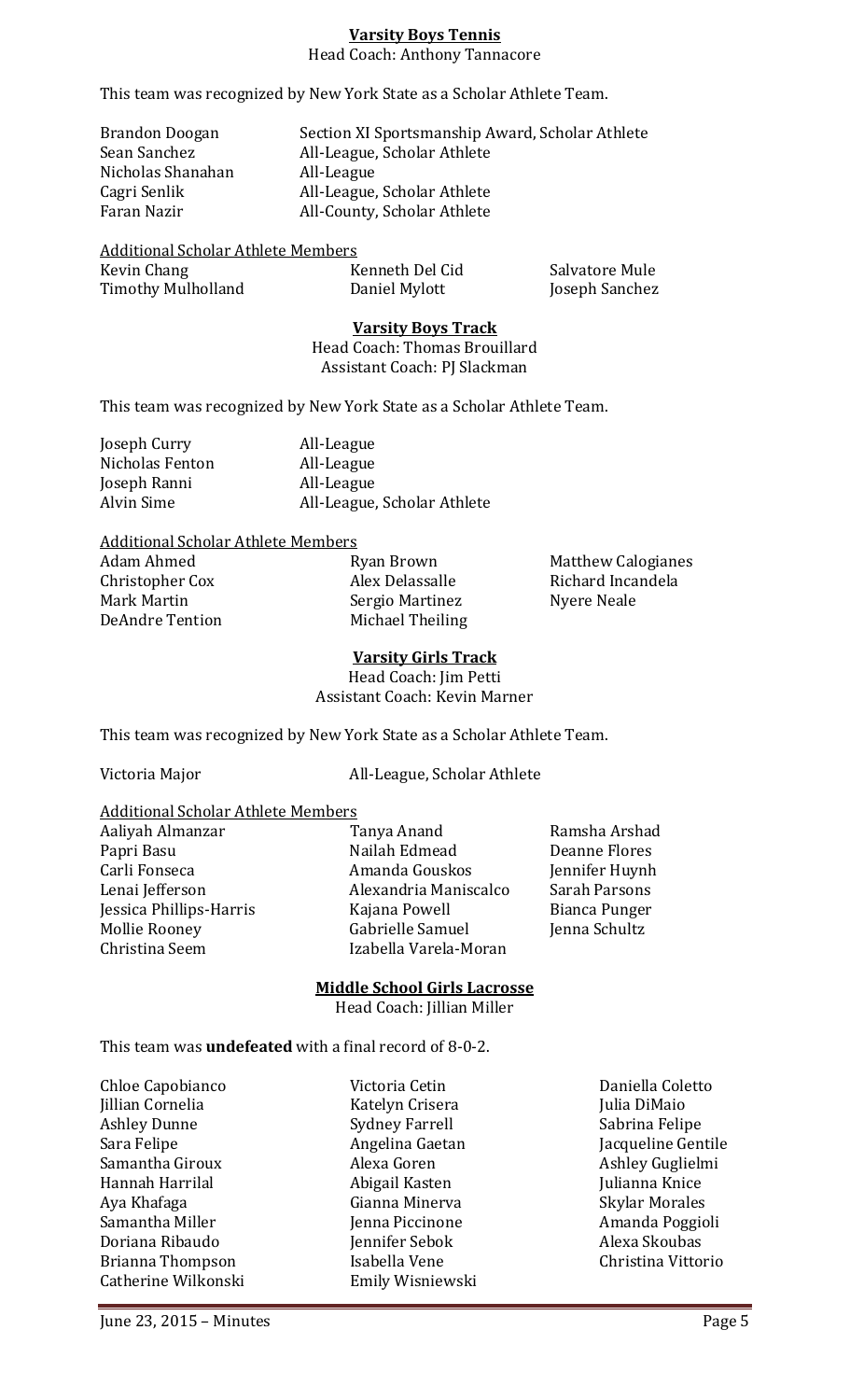**Varsity Boys Tennis**

Head Coach: Anthony Tannacore

This team was recognized by New York State as a Scholar Athlete Team.

| | |
|---|---|
| Brandon Doogan | Section XI Sportsmanship Award, Scholar Athlete |
| Sean Sanchez | All-League, Scholar Athlete |
| Nicholas Shanahan | All-League |
| Cagri Senlik | All-League, Scholar Athlete |
| Faran Nazir | All-County, Scholar Athlete |

Additional Scholar Athlete Members

| | | |
|---|---|---|
| Kevin Chang | Kenneth Del Cid | Salvatore Mule |
| Timothy Mulholland | Daniel Mylott | Joseph Sanchez |

**Varsity Boys Track**

Head Coach: Thomas Brouillard
Assistant Coach: PJ Slackman

This team was recognized by New York State as a Scholar Athlete Team.

| | |
|---|---|
| Joseph Curry | All-League |
| Nicholas Fenton | All-League |
| Joseph Ranni | All-League |
| Alvin Sime | All-League, Scholar Athlete |

Additional Scholar Athlete Members

| | | |
|---|---|---|
| Adam Ahmed | Ryan Brown | Matthew Calogianes |
| Christopher Cox | Alex Delassalle | Richard Incandela |
| Mark Martin | Sergio Martinez | Nyere Neale |
| DeAndre Tention | Michael Theiling | |

**Varsity Girls Track**

Head Coach: Jim Petti
Assistant Coach: Kevin Marner

This team was recognized by New York State as a Scholar Athlete Team.

| | |
|---|---|
| Victoria Major | All-League, Scholar Athlete |

Additional Scholar Athlete Members

| | | |
|---|---|---|
| Aaliyah Almanzar | Tanya Anand | Ramsha Arshad |
| Papri Basu | Nailah Edmead | Deanne Flores |
| Carli Fonseca | Amanda Gouskos | Jennifer Huynh |
| Lenai Jefferson | Alexandria Maniscalco | Sarah Parsons |
| Jessica Phillips-Harris | Kajana Powell | Bianca Punger |
| Mollie Rooney | Gabrielle Samuel | Jenna Schultz |
| Christina Seem | Izabella Varela-Moran | |

**Middle School Girls Lacrosse**

Head Coach: Jillian Miller

This team was **undefeated** with a final record of 8-0-2.

| | | |
|---|---|---|
| Chloe Capobianco | Victoria Cetin | Daniella Coletto |
| Jillian Cornelia | Katelyn Crisera | Julia DiMaio |
| Ashley Dunne | Sydney Farrell | Sabrina Felipe |
| Sara Felipe | Angelina Gaetan | Jacqueline Gentile |
| Samantha Giroux | Alexa Goren | Ashley Guglielmi |
| Hannah Harrilal | Abigail Kasten | Julianna Knice |
| Aya Khafaga | Gianna Minerva | Skylar Morales |
| Samantha Miller | Jenna Piccinone | Amanda Poggioli |
| Doriana Ribaudo | Jennifer Sebok | Alexa Skoubas |
| Brianna Thompson | Isabella Vene | Christina Vittorio |
| Catherine Wilkonski | Emily Wisniewski | |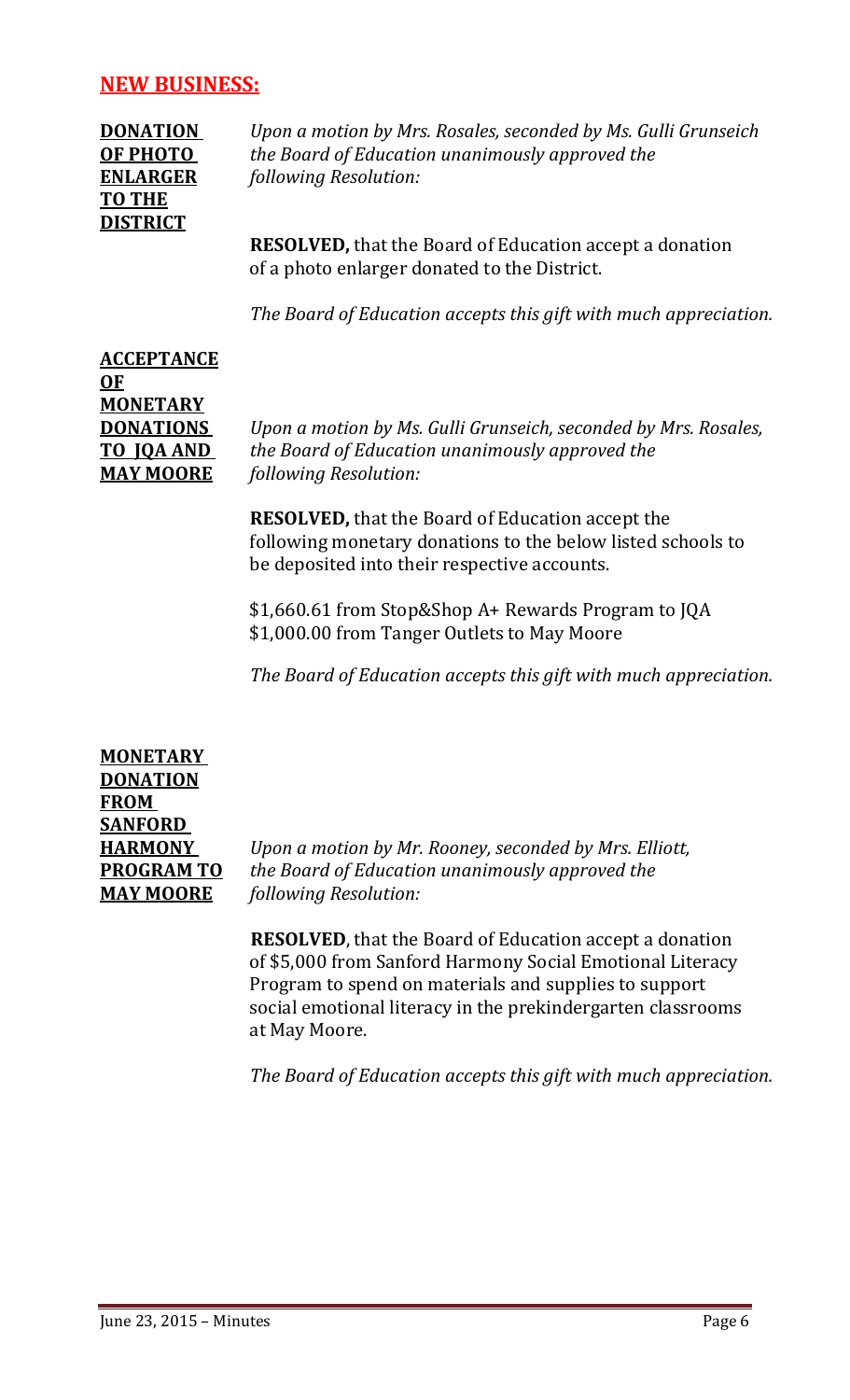## **NEW BUSINESS:**

**DONATION OF PHOTO ENLARGER TO THE DISTRICT**

*Upon a motion by Mrs. Rosales, seconded by Ms. Gulli Grunseich the Board of Education unanimously approved the following Resolution:*

**RESOLVED,** that the Board of Education accept a donation of a photo enlarger donated to the District.

*The Board of Education accepts this gift with much appreciation.*

**ACCEPTANCE OF MONETARY DONATIONS TO JQA AND MAY MOORE**

*Upon a motion by Ms. Gulli Grunseich, seconded by Mrs. Rosales, the Board of Education unanimously approved the following Resolution:*

**RESOLVED,** that the Board of Education accept the following monetary donations to the below listed schools to be deposited into their respective accounts.

$1,660.61 from Stop&Shop A+ Rewards Program to JQA
$1,000.00 from Tanger Outlets to May Moore

*The Board of Education accepts this gift with much appreciation.*

**MONETARY DONATION FROM SANFORD HARMONY PROGRAM TO MAY MOORE**

*Upon a motion by Mr. Rooney, seconded by Mrs. Elliott, the Board of Education unanimously approved the following Resolution:*

**RESOLVED**, that the Board of Education accept a donation of $5,000 from Sanford Harmony Social Emotional Literacy Program to spend on materials and supplies to support social emotional literacy in the prekindergarten classrooms at May Moore.

*The Board of Education accepts this gift with much appreciation.*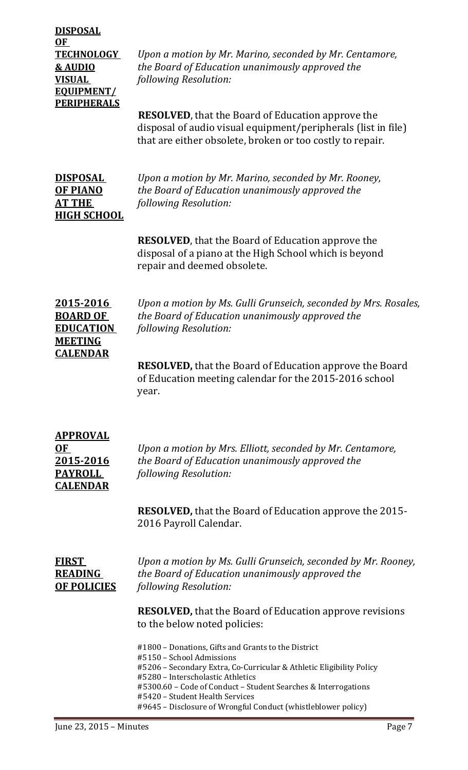**DISPOSAL OF TECHNOLOGY & AUDIO VISUAL EQUIPMENT/ PERIPHERALS**

*Upon a motion by Mr. Marino, seconded by Mr. Centamore, the Board of Education unanimously approved the following Resolution:*

**RESOLVED**, that the Board of Education approve the disposal of audio visual equipment/peripherals (list in file) that are either obsolete, broken or too costly to repair.

**DISPOSAL OF PIANO AT THE HIGH SCHOOL**

*Upon a motion by Mr. Marino, seconded by Mr. Rooney, the Board of Education unanimously approved the following Resolution:*

**RESOLVED**, that the Board of Education approve the disposal of a piano at the High School which is beyond repair and deemed obsolete.

**2015-2016 BOARD OF EDUCATION MEETING CALENDAR**

*Upon a motion by Ms. Gulli Grunseich, seconded by Mrs. Rosales, the Board of Education unanimously approved the following Resolution:*

**RESOLVED,** that the Board of Education approve the Board of Education meeting calendar for the 2015-2016 school year.

**APPROVAL OF 2015-2016 PAYROLL CALENDAR**

*Upon a motion by Mrs. Elliott, seconded by Mr. Centamore, the Board of Education unanimously approved the following Resolution:*

**RESOLVED,** that the Board of Education approve the 2015-2016 Payroll Calendar.

**FIRST READING OF POLICIES**

*Upon a motion by Ms. Gulli Grunseich, seconded by Mr. Rooney, the Board of Education unanimously approved the following Resolution:*

**RESOLVED,** that the Board of Education approve revisions to the below noted policies:

#1800 – Donations, Gifts and Grants to the District
#5150 – School Admissions
#5206 – Secondary Extra, Co-Curricular & Athletic Eligibility Policy
#5280 – Interscholastic Athletics
#5300.60 – Code of Conduct – Student Searches & Interrogations
#5420 – Student Health Services
#9645 – Disclosure of Wrongful Conduct (whistleblower policy)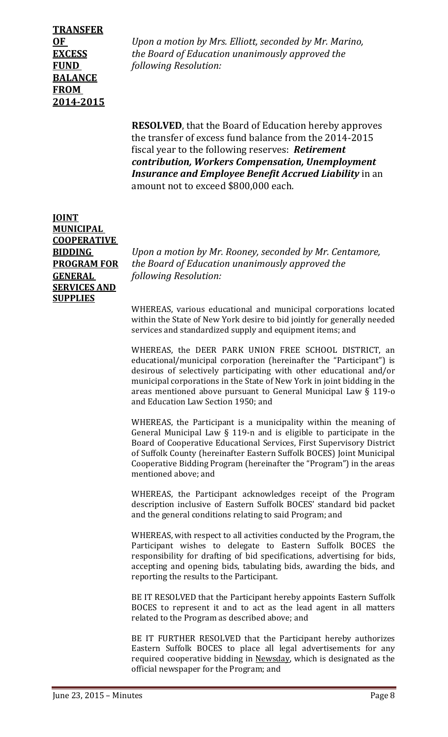**TRANSFER OF EXCESS FUND BALANCE FROM 2014-2015**

*Upon a motion by Mrs. Elliott, seconded by Mr. Marino, the Board of Education unanimously approved the following Resolution:*

**RESOLVED**, that the Board of Education hereby approves the transfer of excess fund balance from the 2014-2015 fiscal year to the following reserves: ***Retirement contribution, Workers Compensation, Unemployment Insurance and Employee Benefit Accrued Liability*** in an amount not to exceed $800,000 each.

**JOINT MUNICIPAL COOPERATIVE BIDDING PROGRAM FOR GENERAL SERVICES AND SUPPLIES**

*Upon a motion by Mr. Rooney, seconded by Mr. Centamore, the Board of Education unanimously approved the following Resolution:*

WHEREAS, various educational and municipal corporations located within the State of New York desire to bid jointly for generally needed services and standardized supply and equipment items; and

WHEREAS, the DEER PARK UNION FREE SCHOOL DISTRICT, an educational/municipal corporation (hereinafter the "Participant") is desirous of selectively participating with other educational and/or municipal corporations in the State of New York in joint bidding in the areas mentioned above pursuant to General Municipal Law § 119-o and Education Law Section 1950; and

WHEREAS, the Participant is a municipality within the meaning of General Municipal Law § 119-n and is eligible to participate in the Board of Cooperative Educational Services, First Supervisory District of Suffolk County (hereinafter Eastern Suffolk BOCES) Joint Municipal Cooperative Bidding Program (hereinafter the "Program") in the areas mentioned above; and

WHEREAS, the Participant acknowledges receipt of the Program description inclusive of Eastern Suffolk BOCES' standard bid packet and the general conditions relating to said Program; and

WHEREAS, with respect to all activities conducted by the Program, the Participant wishes to delegate to Eastern Suffolk BOCES the responsibility for drafting of bid specifications, advertising for bids, accepting and opening bids, tabulating bids, awarding the bids, and reporting the results to the Participant.

BE IT RESOLVED that the Participant hereby appoints Eastern Suffolk BOCES to represent it and to act as the lead agent in all matters related to the Program as described above; and

BE IT FURTHER RESOLVED that the Participant hereby authorizes Eastern Suffolk BOCES to place all legal advertisements for any required cooperative bidding in Newsday, which is designated as the official newspaper for the Program; and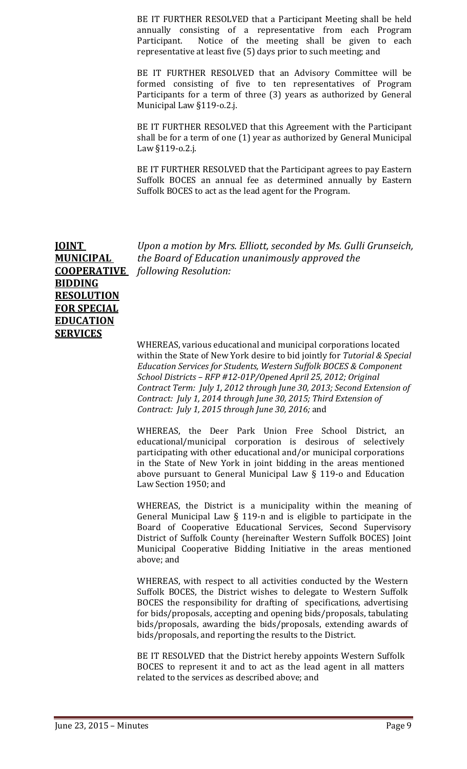BE IT FURTHER RESOLVED that a Participant Meeting shall be held annually consisting of a representative from each Program Participant. Notice of the meeting shall be given to each representative at least five (5) days prior to such meeting; and

BE IT FURTHER RESOLVED that an Advisory Committee will be formed consisting of five to ten representatives of Program Participants for a term of three (3) years as authorized by General Municipal Law §119-o.2.j.

BE IT FURTHER RESOLVED that this Agreement with the Participant shall be for a term of one (1) year as authorized by General Municipal Law §119-o.2.j.

BE IT FURTHER RESOLVED that the Participant agrees to pay Eastern Suffolk BOCES an annual fee as determined annually by Eastern Suffolk BOCES to act as the lead agent for the Program.

**JOINT MUNICIPAL COOPERATIVE BIDDING RESOLUTION FOR SPECIAL EDUCATION SERVICES**

*Upon a motion by Mrs. Elliott, seconded by Ms. Gulli Grunseich, the Board of Education unanimously approved the following Resolution:*

WHEREAS, various educational and municipal corporations located within the State of New York desire to bid jointly for *Tutorial & Special Education Services for Students, Western Suffolk BOCES & Component School Districts – RFP #12-01P/Opened April 25, 2012; Original Contract Term: July 1, 2012 through June 30, 2013; Second Extension of Contract: July 1, 2014 through June 30, 2015; Third Extension of Contract: July 1, 2015 through June 30, 2016;* and

WHEREAS, the Deer Park Union Free School District, an educational/municipal corporation is desirous of selectively participating with other educational and/or municipal corporations in the State of New York in joint bidding in the areas mentioned above pursuant to General Municipal Law § 119-o and Education Law Section 1950; and

WHEREAS, the District is a municipality within the meaning of General Municipal Law § 119-n and is eligible to participate in the Board of Cooperative Educational Services, Second Supervisory District of Suffolk County (hereinafter Western Suffolk BOCES) Joint Municipal Cooperative Bidding Initiative in the areas mentioned above; and

WHEREAS, with respect to all activities conducted by the Western Suffolk BOCES, the District wishes to delegate to Western Suffolk BOCES the responsibility for drafting of specifications, advertising for bids/proposals, accepting and opening bids/proposals, tabulating bids/proposals, awarding the bids/proposals, extending awards of bids/proposals, and reporting the results to the District.

BE IT RESOLVED that the District hereby appoints Western Suffolk BOCES to represent it and to act as the lead agent in all matters related to the services as described above; and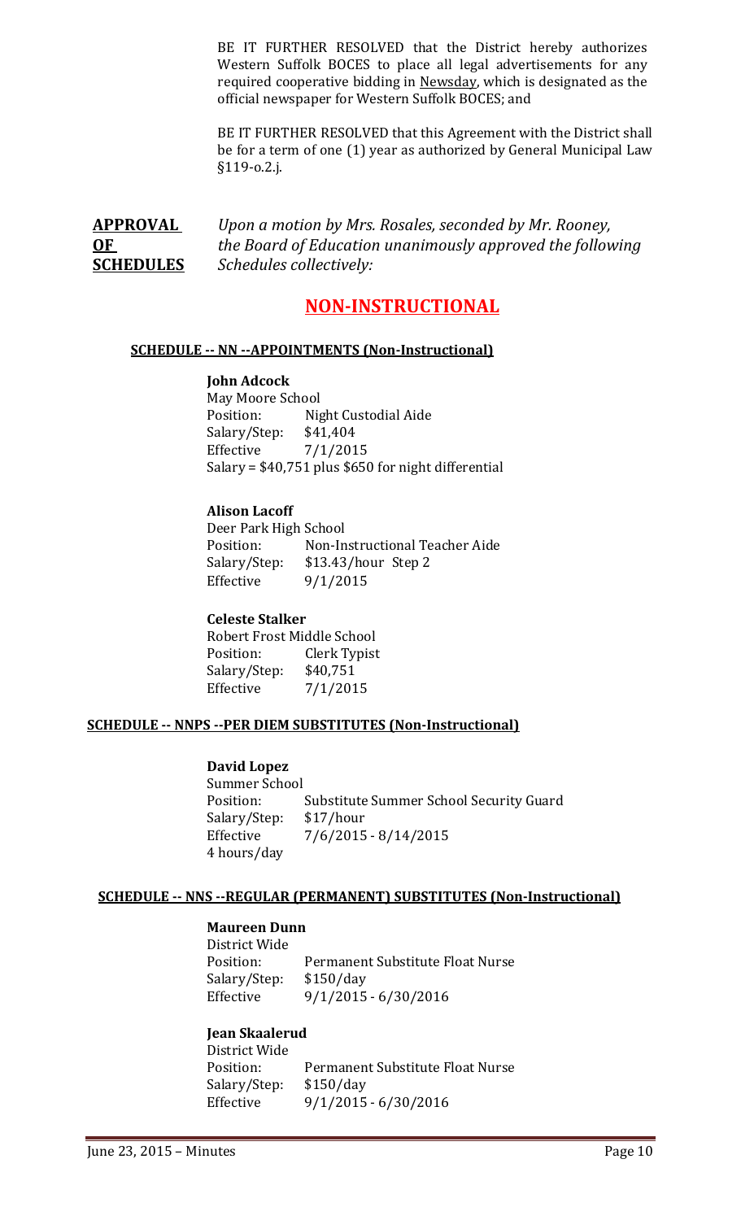BE IT FURTHER RESOLVED that the District hereby authorizes Western Suffolk BOCES to place all legal advertisements for any required cooperative bidding in Newsday, which is designated as the official newspaper for Western Suffolk BOCES; and

BE IT FURTHER RESOLVED that this Agreement with the District shall be for a term of one (1) year as authorized by General Municipal Law §119-o.2.j.

**APPROVAL OF SCHEDULES** *Upon a motion by Mrs. Rosales, seconded by Mr. Rooney, the Board of Education unanimously approved the following Schedules collectively:*

# NON-INSTRUCTIONAL

## SCHEDULE -- NN --APPOINTMENTS (Non-Instructional)

**John Adcock**
May Moore School
Position: Night Custodial Aide
Salary/Step: $41,404
Effective 7/1/2015
Salary = $40,751 plus $650 for night differential

**Alison Lacoff**
Deer Park High School
Position: Non-Instructional Teacher Aide
Salary/Step: $13.43/hour Step 2
Effective 9/1/2015

**Celeste Stalker**
Robert Frost Middle School
Position: Clerk Typist
Salary/Step: $40,751
Effective 7/1/2015

## SCHEDULE -- NNPS --PER DIEM SUBSTITUTES (Non-Instructional)

**David Lopez**
Summer School
Position: Substitute Summer School Security Guard
Salary/Step: $17/hour
Effective 7/6/2015 - 8/14/2015
4 hours/day

## SCHEDULE -- NNS --REGULAR (PERMANENT) SUBSTITUTES (Non-Instructional)

**Maureen Dunn**
District Wide
Position: Permanent Substitute Float Nurse
Salary/Step: $150/day
Effective 9/1/2015 - 6/30/2016

**Jean Skaalerud**
District Wide
Position: Permanent Substitute Float Nurse
Salary/Step: $150/day
Effective 9/1/2015 - 6/30/2016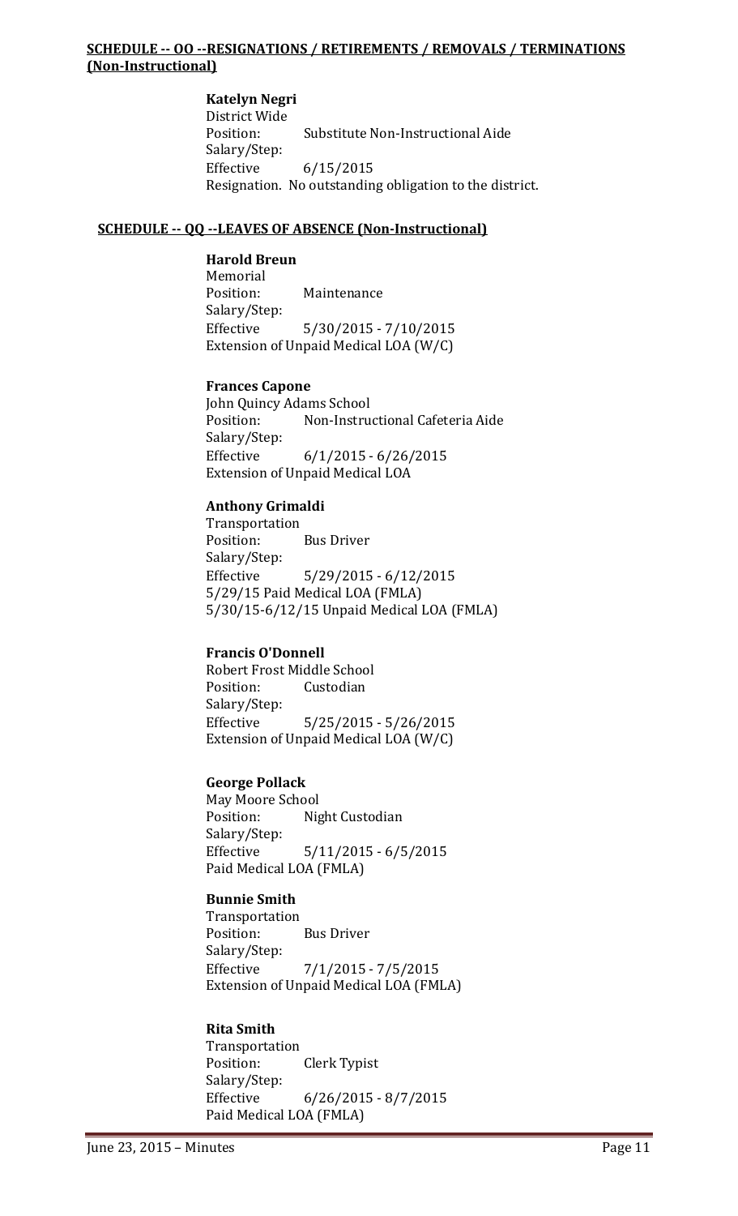**SCHEDULE -- OO --RESIGNATIONS / RETIREMENTS / REMOVALS / TERMINATIONS (Non-Instructional)**

**Katelyn Negri**
District Wide
Position: Substitute Non-Instructional Aide
Salary/Step:
Effective 6/15/2015
Resignation. No outstanding obligation to the district.

**SCHEDULE -- QQ --LEAVES OF ABSENCE (Non-Instructional)**

**Harold Breun**
Memorial
Position: Maintenance
Salary/Step:
Effective 5/30/2015 - 7/10/2015
Extension of Unpaid Medical LOA (W/C)

**Frances Capone**
John Quincy Adams School
Position: Non-Instructional Cafeteria Aide
Salary/Step:
Effective 6/1/2015 - 6/26/2015
Extension of Unpaid Medical LOA

**Anthony Grimaldi**
Transportation
Position: Bus Driver
Salary/Step:
Effective 5/29/2015 - 6/12/2015
5/29/15 Paid Medical LOA (FMLA)
5/30/15-6/12/15 Unpaid Medical LOA (FMLA)

**Francis O'Donnell**
Robert Frost Middle School
Position: Custodian
Salary/Step:
Effective 5/25/2015 - 5/26/2015
Extension of Unpaid Medical LOA (W/C)

**George Pollack**
May Moore School
Position: Night Custodian
Salary/Step:
Effective 5/11/2015 - 6/5/2015
Paid Medical LOA (FMLA)

**Bunnie Smith**
Transportation
Position: Bus Driver
Salary/Step:
Effective 7/1/2015 - 7/5/2015
Extension of Unpaid Medical LOA (FMLA)

**Rita Smith**
Transportation
Position: Clerk Typist
Salary/Step:
Effective 6/26/2015 - 8/7/2015
Paid Medical LOA (FMLA)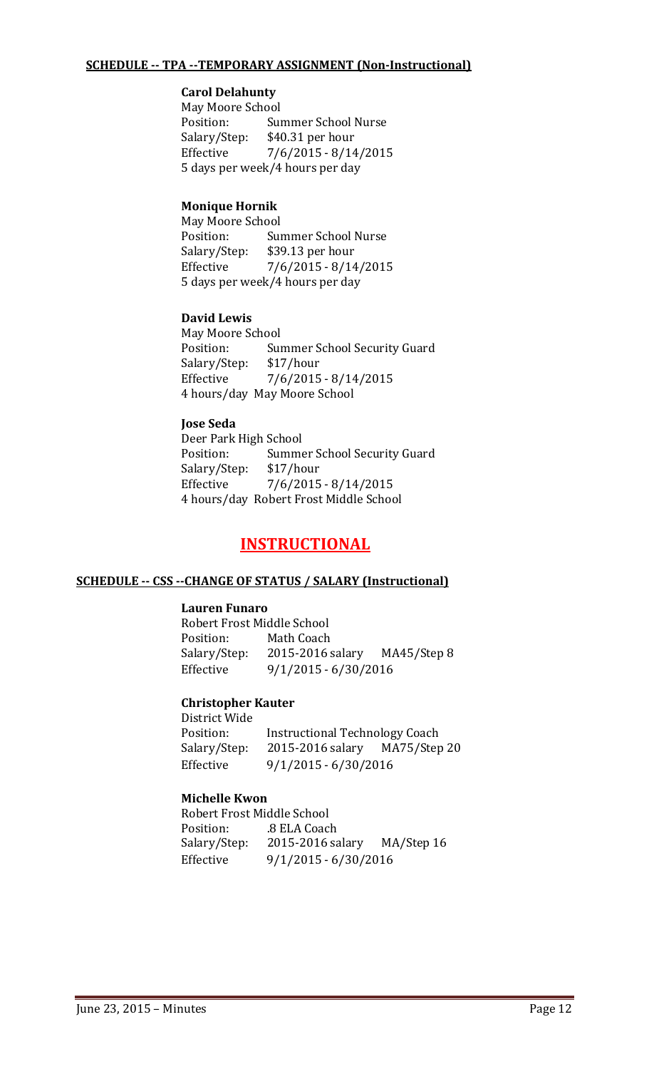**SCHEDULE -- TPA --TEMPORARY ASSIGNMENT (Non-Instructional)**

**Carol Delahunty**
May Moore School
Position: Summer School Nurse
Salary/Step: $40.31 per hour
Effective 7/6/2015 - 8/14/2015
5 days per week/4 hours per day

**Monique Hornik**
May Moore School
Position: Summer School Nurse
Salary/Step: $39.13 per hour
Effective 7/6/2015 - 8/14/2015
5 days per week/4 hours per day

**David Lewis**
May Moore School
Position: Summer School Security Guard
Salary/Step: $17/hour
Effective 7/6/2015 - 8/14/2015
4 hours/day May Moore School

**Jose Seda**
Deer Park High School
Position: Summer School Security Guard
Salary/Step: $17/hour
Effective 7/6/2015 - 8/14/2015
4 hours/day Robert Frost Middle School

# INSTRUCTIONAL

**SCHEDULE -- CSS --CHANGE OF STATUS / SALARY (Instructional)**

**Lauren Funaro**
Robert Frost Middle School
Position: Math Coach
Salary/Step: 2015-2016 salary MA45/Step 8
Effective 9/1/2015 - 6/30/2016

**Christopher Kauter**
District Wide
Position: Instructional Technology Coach
Salary/Step: 2015-2016 salary MA75/Step 20
Effective 9/1/2015 - 6/30/2016

**Michelle Kwon**
Robert Frost Middle School
Position: .8 ELA Coach
Salary/Step: 2015-2016 salary MA/Step 16
Effective 9/1/2015 - 6/30/2016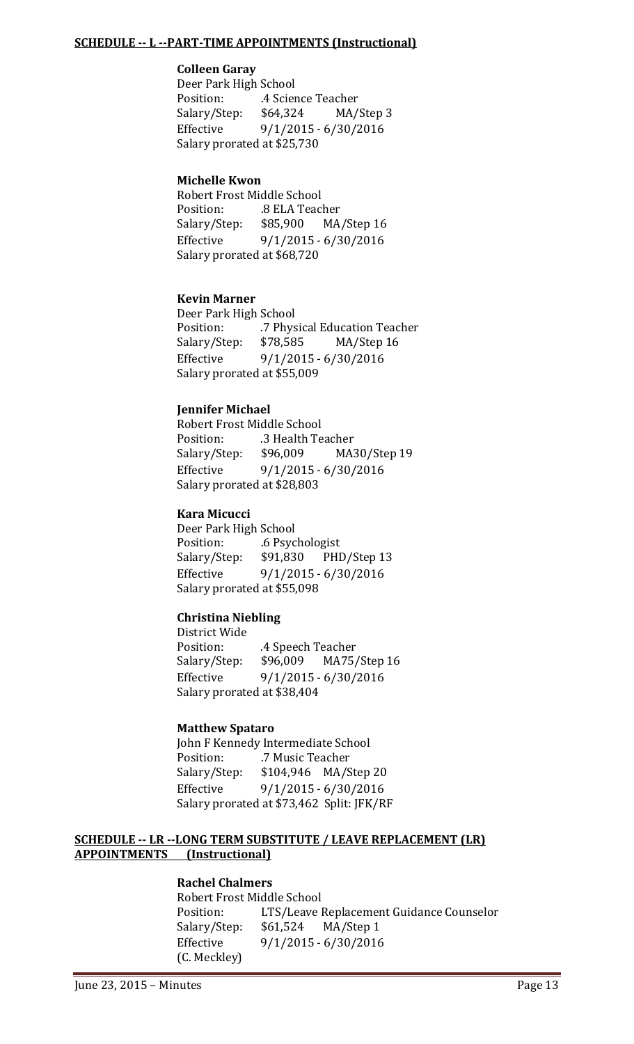**SCHEDULE -- L --PART-TIME APPOINTMENTS (Instructional)**

**Colleen Garay**
Deer Park High School
Position: .4 Science Teacher
Salary/Step: $64,324 MA/Step 3
Effective 9/1/2015 - 6/30/2016
Salary prorated at $25,730

**Michelle Kwon**
Robert Frost Middle School
Position: .8 ELA Teacher
Salary/Step: $85,900 MA/Step 16
Effective 9/1/2015 - 6/30/2016
Salary prorated at $68,720

**Kevin Marner**
Deer Park High School
Position: .7 Physical Education Teacher
Salary/Step: $78,585 MA/Step 16
Effective 9/1/2015 - 6/30/2016
Salary prorated at $55,009

**Jennifer Michael**
Robert Frost Middle School
Position: .3 Health Teacher
Salary/Step: $96,009 MA30/Step 19
Effective 9/1/2015 - 6/30/2016
Salary prorated at $28,803

**Kara Micucci**
Deer Park High School
Position: .6 Psychologist
Salary/Step: $91,830 PHD/Step 13
Effective 9/1/2015 - 6/30/2016
Salary prorated at $55,098

**Christina Niebling**
District Wide
Position: .4 Speech Teacher
Salary/Step: $96,009 MA75/Step 16
Effective 9/1/2015 - 6/30/2016
Salary prorated at $38,404

**Matthew Spataro**
John F Kennedy Intermediate School
Position: .7 Music Teacher
Salary/Step: $104,946 MA/Step 20
Effective 9/1/2015 - 6/30/2016
Salary prorated at $73,462 Split: JFK/RF

**SCHEDULE -- LR --LONG TERM SUBSTITUTE / LEAVE REPLACEMENT (LR) APPOINTMENTS (Instructional)**

**Rachel Chalmers**
Robert Frost Middle School
Position: LTS/Leave Replacement Guidance Counselor
Salary/Step: $61,524 MA/Step 1
Effective 9/1/2015 - 6/30/2016
(C. Meckley)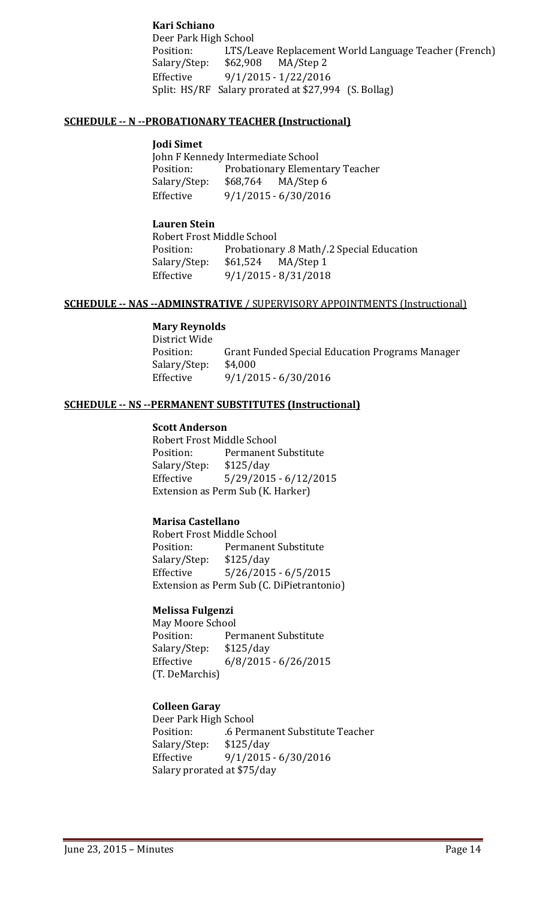**Kari Schiano**
Deer Park High School
Position: LTS/Leave Replacement World Language Teacher (French)
Salary/Step: $62,908 MA/Step 2
Effective 9/1/2015 - 1/22/2016
Split: HS/RF Salary prorated at $27,994 (S. Bollag)

**SCHEDULE -- N --PROBATIONARY TEACHER (Instructional)**

**Jodi Simet**
John F Kennedy Intermediate School
Position: Probationary Elementary Teacher
Salary/Step: $68,764 MA/Step 6
Effective 9/1/2015 - 6/30/2016

**Lauren Stein**
Robert Frost Middle School
Position: Probationary .8 Math/.2 Special Education
Salary/Step: $61,524 MA/Step 1
Effective 9/1/2015 - 8/31/2018

**SCHEDULE -- NAS --ADMINSTRATIVE / SUPERVISORY APPOINTMENTS (Instructional)**

**Mary Reynolds**
District Wide
Position: Grant Funded Special Education Programs Manager
Salary/Step: $4,000
Effective 9/1/2015 - 6/30/2016

**SCHEDULE -- NS --PERMANENT SUBSTITUTES (Instructional)**

**Scott Anderson**
Robert Frost Middle School
Position: Permanent Substitute
Salary/Step: $125/day
Effective 5/29/2015 - 6/12/2015
Extension as Perm Sub (K. Harker)

**Marisa Castellano**
Robert Frost Middle School
Position: Permanent Substitute
Salary/Step: $125/day
Effective 5/26/2015 - 6/5/2015
Extension as Perm Sub (C. DiPietrantonio)

**Melissa Fulgenzi**
May Moore School
Position: Permanent Substitute
Salary/Step: $125/day
Effective 6/8/2015 - 6/26/2015
(T. DeMarchis)

**Colleen Garay**
Deer Park High School
Position: .6 Permanent Substitute Teacher
Salary/Step: $125/day
Effective 9/1/2015 - 6/30/2016
Salary prorated at $75/day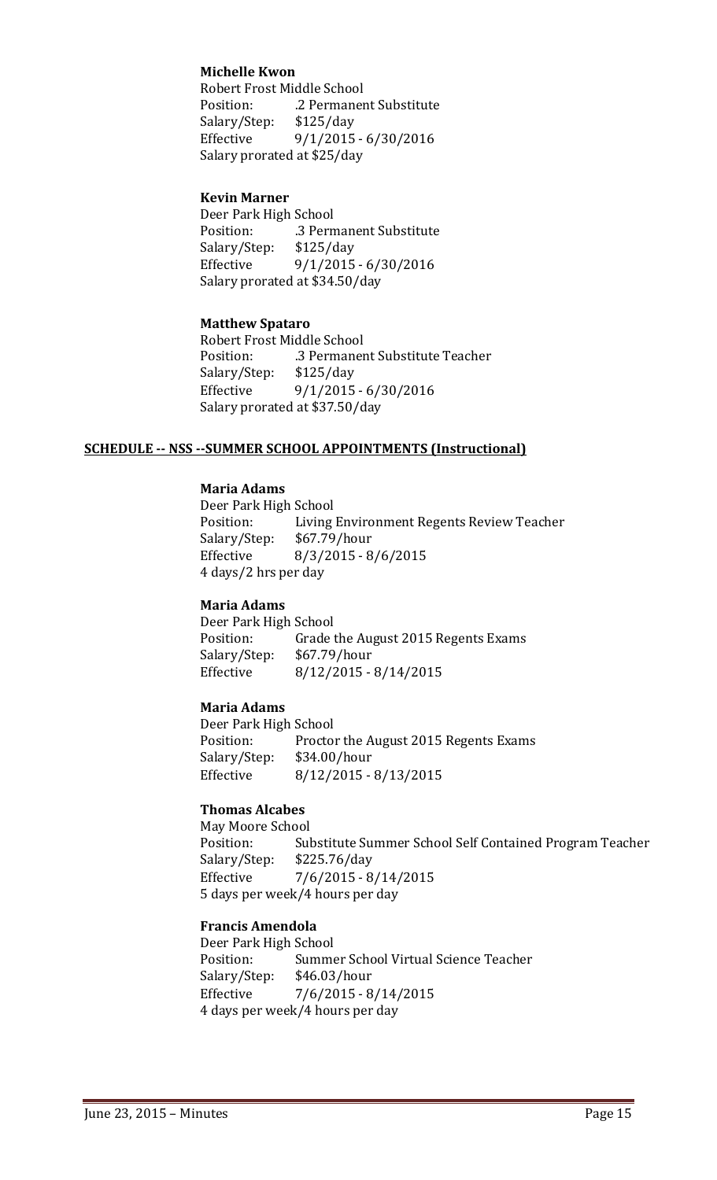**Michelle Kwon**
Robert Frost Middle School
Position: .2 Permanent Substitute
Salary/Step: $125/day
Effective 9/1/2015 - 6/30/2016
Salary prorated at $25/day

**Kevin Marner**
Deer Park High School
Position: .3 Permanent Substitute
Salary/Step: $125/day
Effective 9/1/2015 - 6/30/2016
Salary prorated at $34.50/day

**Matthew Spataro**
Robert Frost Middle School
Position: .3 Permanent Substitute Teacher
Salary/Step: $125/day
Effective 9/1/2015 - 6/30/2016
Salary prorated at $37.50/day

**SCHEDULE -- NSS --SUMMER SCHOOL APPOINTMENTS (Instructional)**

**Maria Adams**
Deer Park High School
Position: Living Environment Regents Review Teacher
Salary/Step: $67.79/hour
Effective 8/3/2015 - 8/6/2015
4 days/2 hrs per day

**Maria Adams**
Deer Park High School
Position: Grade the August 2015 Regents Exams
Salary/Step: $67.79/hour
Effective 8/12/2015 - 8/14/2015

**Maria Adams**
Deer Park High School
Position: Proctor the August 2015 Regents Exams
Salary/Step: $34.00/hour
Effective 8/12/2015 - 8/13/2015

**Thomas Alcabes**
May Moore School
Position: Substitute Summer School Self Contained Program Teacher
Salary/Step: $225.76/day
Effective 7/6/2015 - 8/14/2015
5 days per week/4 hours per day

**Francis Amendola**
Deer Park High School
Position: Summer School Virtual Science Teacher
Salary/Step: $46.03/hour
Effective 7/6/2015 - 8/14/2015
4 days per week/4 hours per day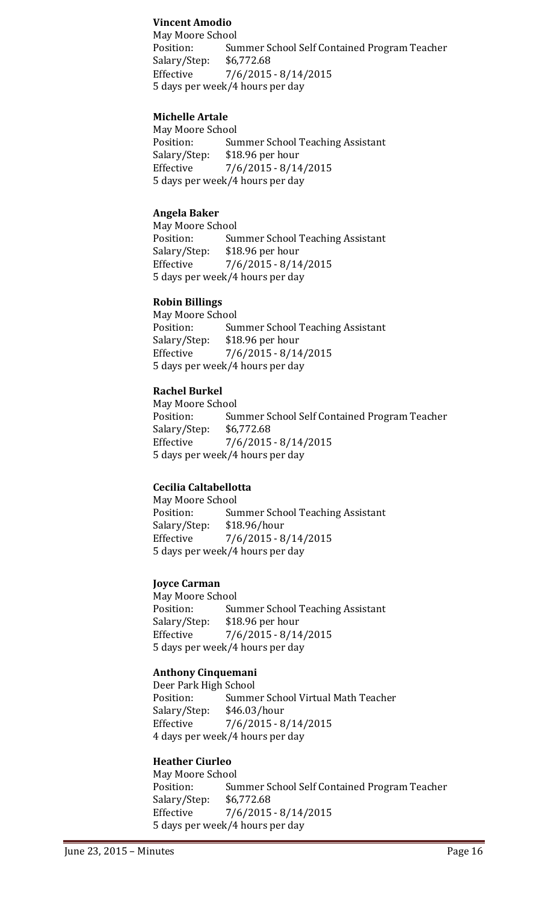**Vincent Amodio**
May Moore School
Position: Summer School Self Contained Program Teacher
Salary/Step: $6,772.68
Effective 7/6/2015 - 8/14/2015
5 days per week/4 hours per day

**Michelle Artale**
May Moore School
Position: Summer School Teaching Assistant
Salary/Step: $18.96 per hour
Effective 7/6/2015 - 8/14/2015
5 days per week/4 hours per day

**Angela Baker**
May Moore School
Position: Summer School Teaching Assistant
Salary/Step: $18.96 per hour
Effective 7/6/2015 - 8/14/2015
5 days per week/4 hours per day

**Robin Billings**
May Moore School
Position: Summer School Teaching Assistant
Salary/Step: $18.96 per hour
Effective 7/6/2015 - 8/14/2015
5 days per week/4 hours per day

**Rachel Burkel**
May Moore School
Position: Summer School Self Contained Program Teacher
Salary/Step: $6,772.68
Effective 7/6/2015 - 8/14/2015
5 days per week/4 hours per day

**Cecilia Caltabellotta**
May Moore School
Position: Summer School Teaching Assistant
Salary/Step: $18.96/hour
Effective 7/6/2015 - 8/14/2015
5 days per week/4 hours per day

**Joyce Carman**
May Moore School
Position: Summer School Teaching Assistant
Salary/Step: $18.96 per hour
Effective 7/6/2015 - 8/14/2015
5 days per week/4 hours per day

**Anthony Cinquemani**
Deer Park High School
Position: Summer School Virtual Math Teacher
Salary/Step: $46.03/hour
Effective 7/6/2015 - 8/14/2015
4 days per week/4 hours per day

**Heather Ciurleo**
May Moore School
Position: Summer School Self Contained Program Teacher
Salary/Step: $6,772.68
Effective 7/6/2015 - 8/14/2015
5 days per week/4 hours per day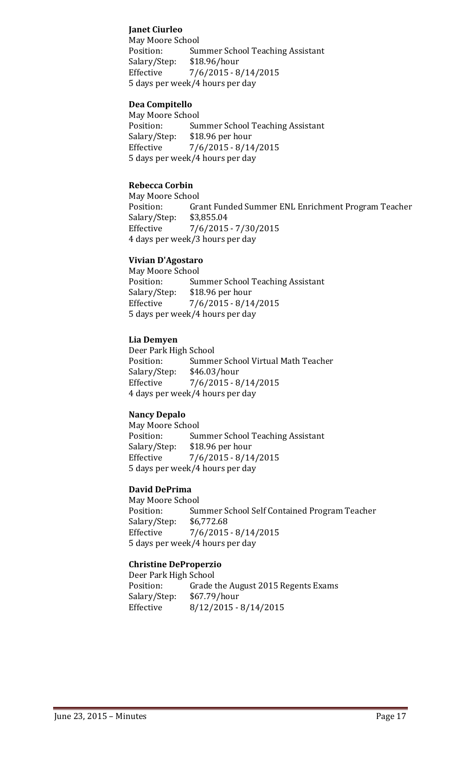**Janet Ciurleo**
May Moore School
Position: Summer School Teaching Assistant
Salary/Step: $18.96/hour
Effective 7/6/2015 - 8/14/2015
5 days per week/4 hours per day

**Dea Compitello**
May Moore School
Position: Summer School Teaching Assistant
Salary/Step: $18.96 per hour
Effective 7/6/2015 - 8/14/2015
5 days per week/4 hours per day

**Rebecca Corbin**
May Moore School
Position: Grant Funded Summer ENL Enrichment Program Teacher
Salary/Step: $3,855.04
Effective 7/6/2015 - 7/30/2015
4 days per week/3 hours per day

**Vivian D'Agostaro**
May Moore School
Position: Summer School Teaching Assistant
Salary/Step: $18.96 per hour
Effective 7/6/2015 - 8/14/2015
5 days per week/4 hours per day

**Lia Demyen**
Deer Park High School
Position: Summer School Virtual Math Teacher
Salary/Step: $46.03/hour
Effective 7/6/2015 - 8/14/2015
4 days per week/4 hours per day

**Nancy Depalo**
May Moore School
Position: Summer School Teaching Assistant
Salary/Step: $18.96 per hour
Effective 7/6/2015 - 8/14/2015
5 days per week/4 hours per day

**David DePrima**
May Moore School
Position: Summer School Self Contained Program Teacher
Salary/Step: $6,772.68
Effective 7/6/2015 - 8/14/2015
5 days per week/4 hours per day

**Christine DeProperzio**
Deer Park High School
Position: Grade the August 2015 Regents Exams
Salary/Step: $67.79/hour
Effective 8/12/2015 - 8/14/2015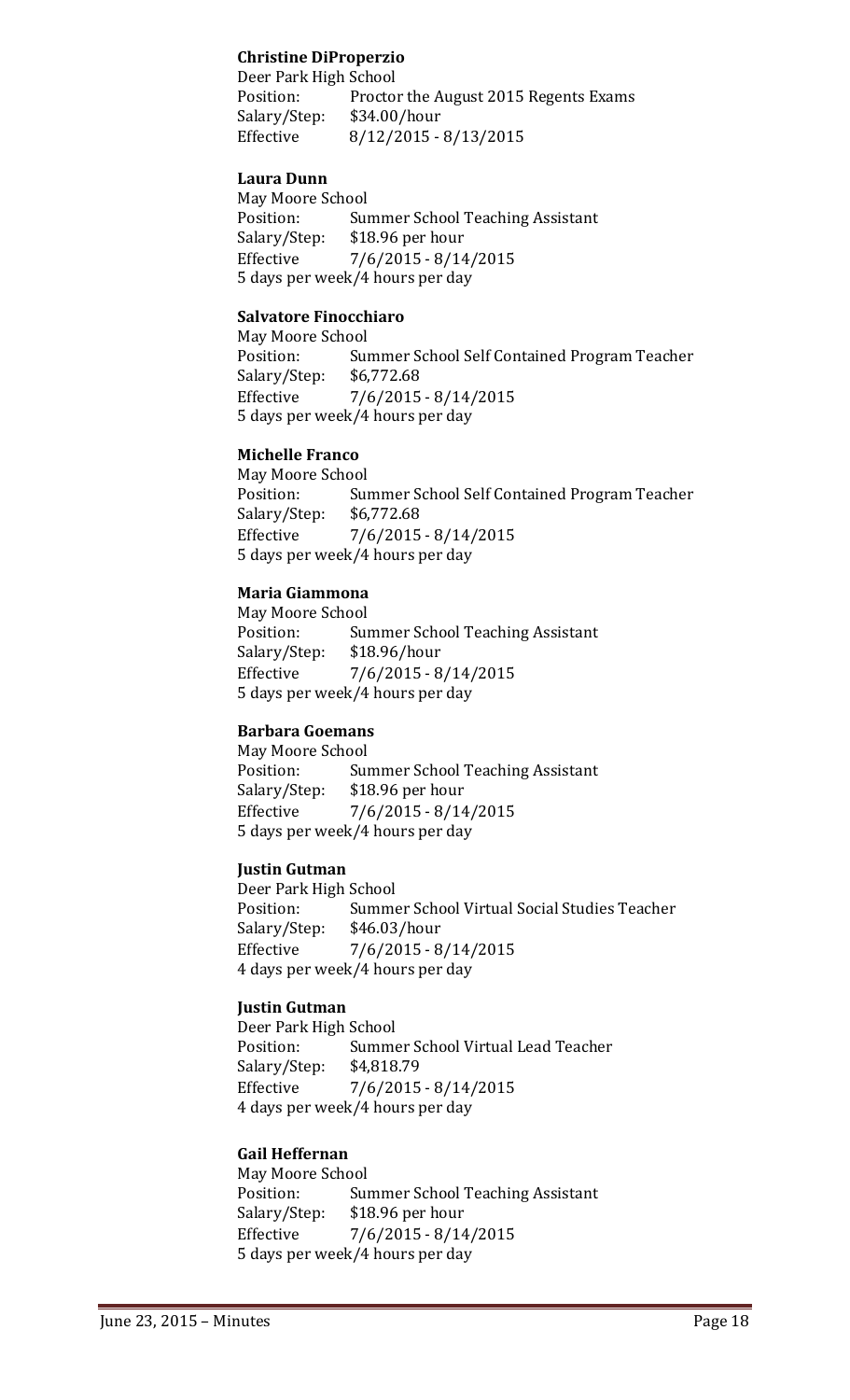**Christine DiProperzio**
Deer Park High School
Position: Proctor the August 2015 Regents Exams
Salary/Step: $34.00/hour
Effective 8/12/2015 - 8/13/2015

**Laura Dunn**
May Moore School
Position: Summer School Teaching Assistant
Salary/Step: $18.96 per hour
Effective 7/6/2015 - 8/14/2015
5 days per week/4 hours per day

**Salvatore Finocchiaro**
May Moore School
Position: Summer School Self Contained Program Teacher
Salary/Step: $6,772.68
Effective 7/6/2015 - 8/14/2015
5 days per week/4 hours per day

**Michelle Franco**
May Moore School
Position: Summer School Self Contained Program Teacher
Salary/Step: $6,772.68
Effective 7/6/2015 - 8/14/2015
5 days per week/4 hours per day

**Maria Giammona**
May Moore School
Position: Summer School Teaching Assistant
Salary/Step: $18.96/hour
Effective 7/6/2015 - 8/14/2015
5 days per week/4 hours per day

**Barbara Goemans**
May Moore School
Position: Summer School Teaching Assistant
Salary/Step: $18.96 per hour
Effective 7/6/2015 - 8/14/2015
5 days per week/4 hours per day

**Justin Gutman**
Deer Park High School
Position: Summer School Virtual Social Studies Teacher
Salary/Step: $46.03/hour
Effective 7/6/2015 - 8/14/2015
4 days per week/4 hours per day

**Justin Gutman**
Deer Park High School
Position: Summer School Virtual Lead Teacher
Salary/Step: $4,818.79
Effective 7/6/2015 - 8/14/2015
4 days per week/4 hours per day

**Gail Heffernan**
May Moore School
Position: Summer School Teaching Assistant
Salary/Step: $18.96 per hour
Effective 7/6/2015 - 8/14/2015
5 days per week/4 hours per day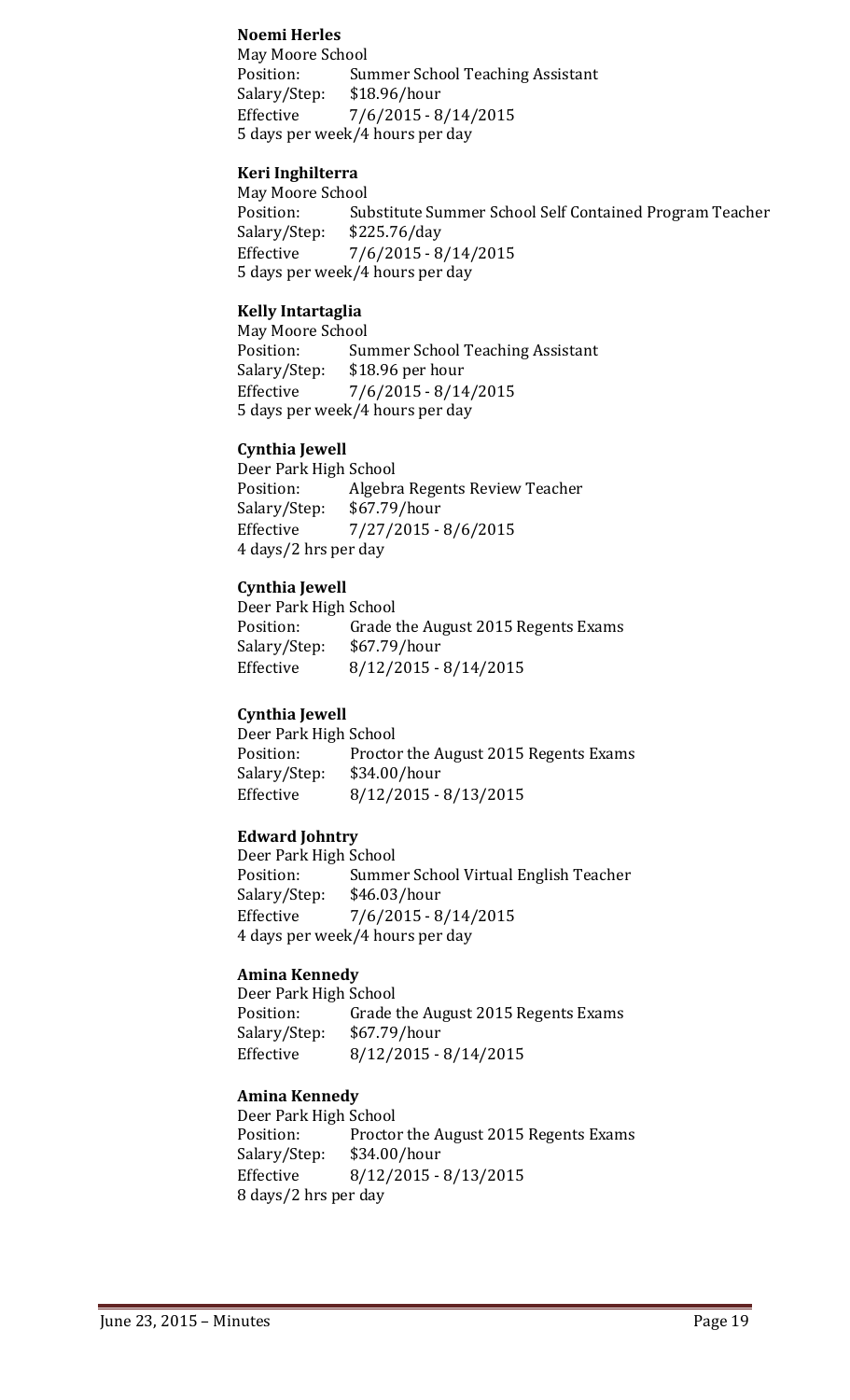**Noemi Herles**
May Moore School
Position: Summer School Teaching Assistant
Salary/Step: $18.96/hour
Effective 7/6/2015 - 8/14/2015
5 days per week/4 hours per day

**Keri Inghilterra**
May Moore School
Position: Substitute Summer School Self Contained Program Teacher
Salary/Step: $225.76/day
Effective 7/6/2015 - 8/14/2015
5 days per week/4 hours per day

**Kelly Intartaglia**
May Moore School
Position: Summer School Teaching Assistant
Salary/Step: $18.96 per hour
Effective 7/6/2015 - 8/14/2015
5 days per week/4 hours per day

**Cynthia Jewell**
Deer Park High School
Position: Algebra Regents Review Teacher
Salary/Step: $67.79/hour
Effective 7/27/2015 - 8/6/2015
4 days/2 hrs per day

**Cynthia Jewell**
Deer Park High School
Position: Grade the August 2015 Regents Exams
Salary/Step: $67.79/hour
Effective 8/12/2015 - 8/14/2015

**Cynthia Jewell**
Deer Park High School
Position: Proctor the August 2015 Regents Exams
Salary/Step: $34.00/hour
Effective 8/12/2015 - 8/13/2015

**Edward Johntry**
Deer Park High School
Position: Summer School Virtual English Teacher
Salary/Step: $46.03/hour
Effective 7/6/2015 - 8/14/2015
4 days per week/4 hours per day

**Amina Kennedy**
Deer Park High School
Position: Grade the August 2015 Regents Exams
Salary/Step: $67.79/hour
Effective 8/12/2015 - 8/14/2015

**Amina Kennedy**
Deer Park High School
Position: Proctor the August 2015 Regents Exams
Salary/Step: $34.00/hour
Effective 8/12/2015 - 8/13/2015
8 days/2 hrs per day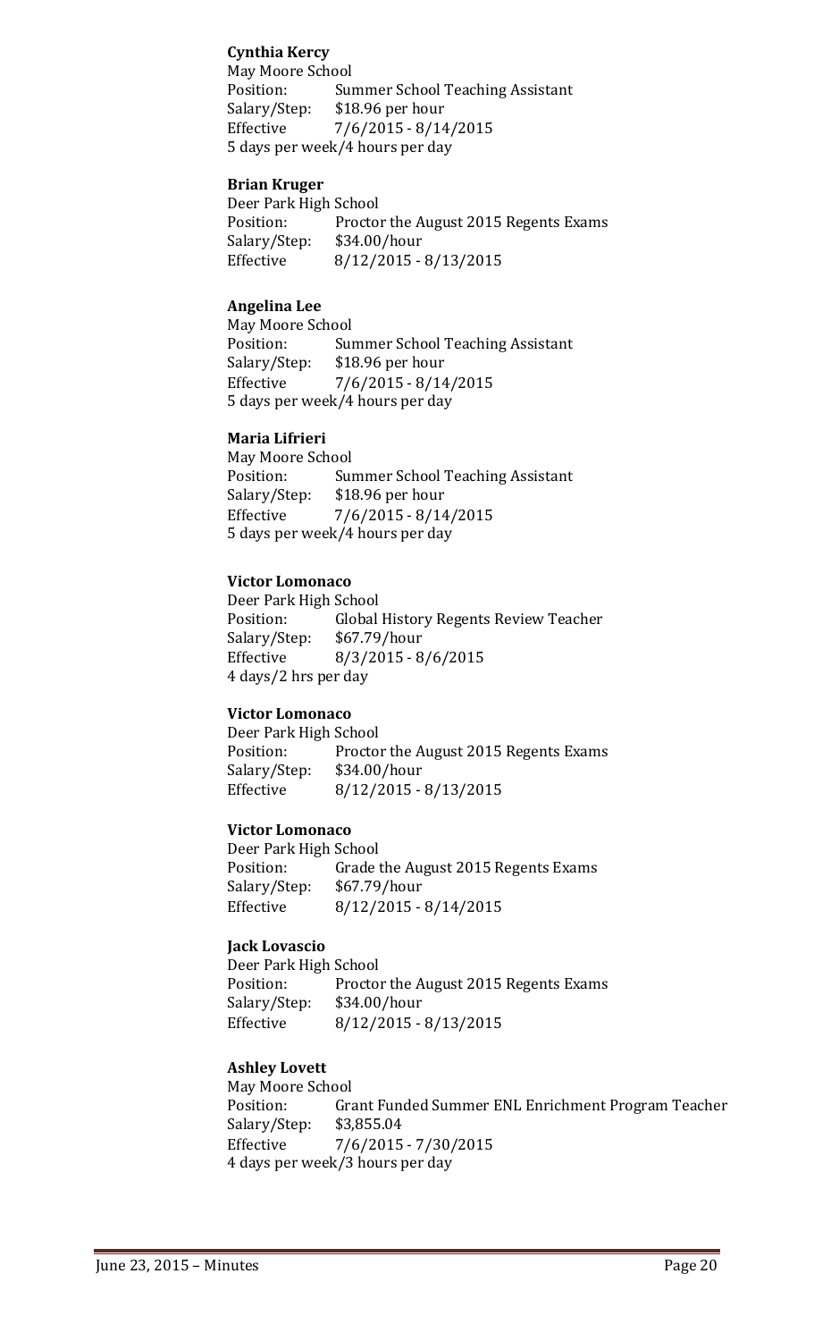**Cynthia Kercy**
May Moore School
Position: Summer School Teaching Assistant
Salary/Step: $18.96 per hour
Effective 7/6/2015 - 8/14/2015
5 days per week/4 hours per day

**Brian Kruger**
Deer Park High School
Position: Proctor the August 2015 Regents Exams
Salary/Step: $34.00/hour
Effective 8/12/2015 - 8/13/2015

**Angelina Lee**
May Moore School
Position: Summer School Teaching Assistant
Salary/Step: $18.96 per hour
Effective 7/6/2015 - 8/14/2015
5 days per week/4 hours per day

**Maria Lifrieri**
May Moore School
Position: Summer School Teaching Assistant
Salary/Step: $18.96 per hour
Effective 7/6/2015 - 8/14/2015
5 days per week/4 hours per day

**Victor Lomonaco**
Deer Park High School
Position: Global History Regents Review Teacher
Salary/Step: $67.79/hour
Effective 8/3/2015 - 8/6/2015
4 days/2 hrs per day

**Victor Lomonaco**
Deer Park High School
Position: Proctor the August 2015 Regents Exams
Salary/Step: $34.00/hour
Effective 8/12/2015 - 8/13/2015

**Victor Lomonaco**
Deer Park High School
Position: Grade the August 2015 Regents Exams
Salary/Step: $67.79/hour
Effective 8/12/2015 - 8/14/2015

**Jack Lovascio**
Deer Park High School
Position: Proctor the August 2015 Regents Exams
Salary/Step: $34.00/hour
Effective 8/12/2015 - 8/13/2015

**Ashley Lovett**
May Moore School
Position: Grant Funded Summer ENL Enrichment Program Teacher
Salary/Step: $3,855.04
Effective 7/6/2015 - 7/30/2015
4 days per week/3 hours per day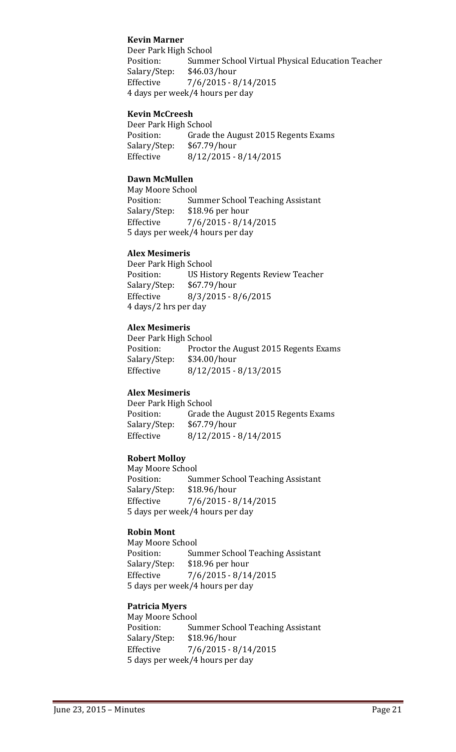**Kevin Marner**
Deer Park High School
Position: Summer School Virtual Physical Education Teacher
Salary/Step: $46.03/hour
Effective 7/6/2015 - 8/14/2015
4 days per week/4 hours per day

**Kevin McCreesh**
Deer Park High School
Position: Grade the August 2015 Regents Exams
Salary/Step: $67.79/hour
Effective 8/12/2015 - 8/14/2015

**Dawn McMullen**
May Moore School
Position: Summer School Teaching Assistant
Salary/Step: $18.96 per hour
Effective 7/6/2015 - 8/14/2015
5 days per week/4 hours per day

**Alex Mesimeris**
Deer Park High School
Position: US History Regents Review Teacher
Salary/Step: $67.79/hour
Effective 8/3/2015 - 8/6/2015
4 days/2 hrs per day

**Alex Mesimeris**
Deer Park High School
Position: Proctor the August 2015 Regents Exams
Salary/Step: $34.00/hour
Effective 8/12/2015 - 8/13/2015

**Alex Mesimeris**
Deer Park High School
Position: Grade the August 2015 Regents Exams
Salary/Step: $67.79/hour
Effective 8/12/2015 - 8/14/2015

**Robert Molloy**
May Moore School
Position: Summer School Teaching Assistant
Salary/Step: $18.96/hour
Effective 7/6/2015 - 8/14/2015
5 days per week/4 hours per day

**Robin Mont**
May Moore School
Position: Summer School Teaching Assistant
Salary/Step: $18.96 per hour
Effective 7/6/2015 - 8/14/2015
5 days per week/4 hours per day

**Patricia Myers**
May Moore School
Position: Summer School Teaching Assistant
Salary/Step: $18.96/hour
Effective 7/6/2015 - 8/14/2015
5 days per week/4 hours per day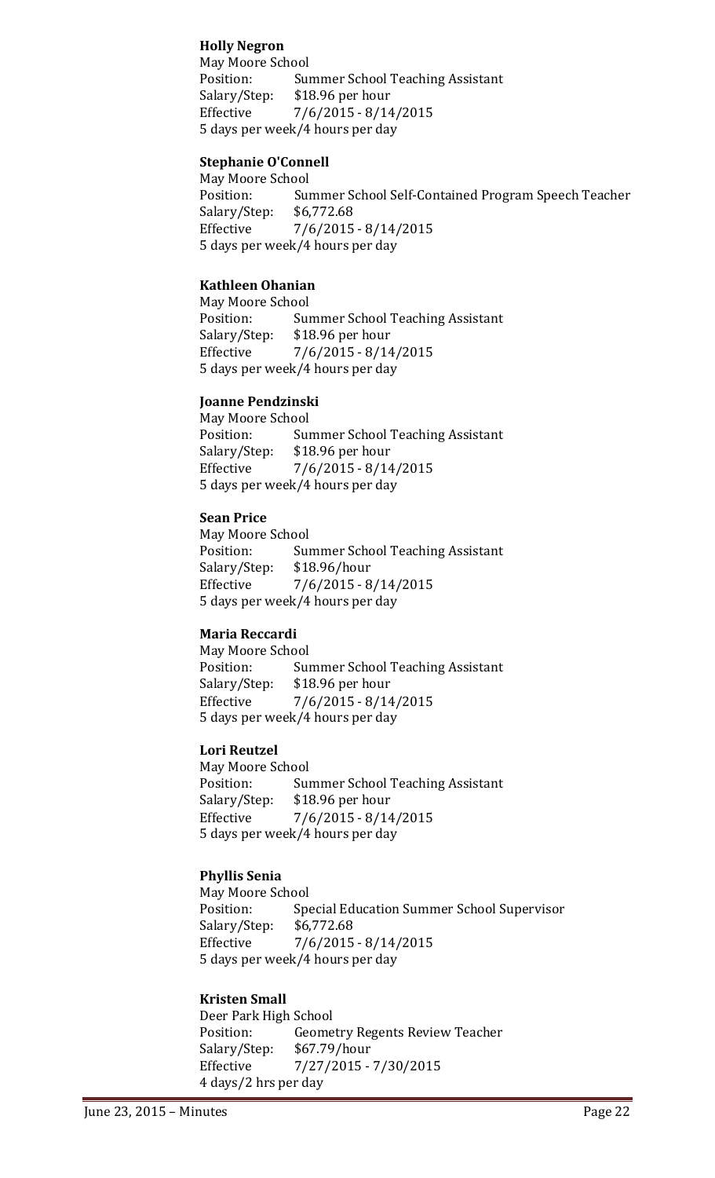**Holly Negron**
May Moore School
Position: Summer School Teaching Assistant
Salary/Step: $18.96 per hour
Effective 7/6/2015 - 8/14/2015
5 days per week/4 hours per day

**Stephanie O'Connell**
May Moore School
Position: Summer School Self-Contained Program Speech Teacher
Salary/Step: $6,772.68
Effective 7/6/2015 - 8/14/2015
5 days per week/4 hours per day

**Kathleen Ohanian**
May Moore School
Position: Summer School Teaching Assistant
Salary/Step: $18.96 per hour
Effective 7/6/2015 - 8/14/2015
5 days per week/4 hours per day

**Joanne Pendzinski**
May Moore School
Position: Summer School Teaching Assistant
Salary/Step: $18.96 per hour
Effective 7/6/2015 - 8/14/2015
5 days per week/4 hours per day

**Sean Price**
May Moore School
Position: Summer School Teaching Assistant
Salary/Step: $18.96/hour
Effective 7/6/2015 - 8/14/2015
5 days per week/4 hours per day

**Maria Reccardi**
May Moore School
Position: Summer School Teaching Assistant
Salary/Step: $18.96 per hour
Effective 7/6/2015 - 8/14/2015
5 days per week/4 hours per day

**Lori Reutzel**
May Moore School
Position: Summer School Teaching Assistant
Salary/Step: $18.96 per hour
Effective 7/6/2015 - 8/14/2015
5 days per week/4 hours per day

**Phyllis Senia**
May Moore School
Position: Special Education Summer School Supervisor
Salary/Step: $6,772.68
Effective 7/6/2015 - 8/14/2015
5 days per week/4 hours per day

**Kristen Small**
Deer Park High School
Position: Geometry Regents Review Teacher
Salary/Step: $67.79/hour
Effective 7/27/2015 - 7/30/2015
4 days/2 hrs per day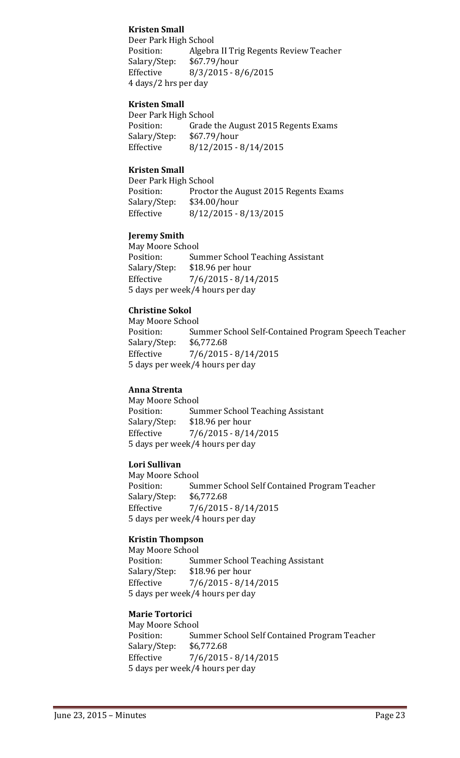**Kristen Small**
Deer Park High School
Position: Algebra II Trig Regents Review Teacher
Salary/Step: $67.79/hour
Effective 8/3/2015 - 8/6/2015
4 days/2 hrs per day

**Kristen Small**
Deer Park High School
Position: Grade the August 2015 Regents Exams
Salary/Step: $67.79/hour
Effective 8/12/2015 - 8/14/2015

**Kristen Small**
Deer Park High School
Position: Proctor the August 2015 Regents Exams
Salary/Step: $34.00/hour
Effective 8/12/2015 - 8/13/2015

**Jeremy Smith**
May Moore School
Position: Summer School Teaching Assistant
Salary/Step: $18.96 per hour
Effective 7/6/2015 - 8/14/2015
5 days per week/4 hours per day

**Christine Sokol**
May Moore School
Position: Summer School Self-Contained Program Speech Teacher
Salary/Step: $6,772.68
Effective 7/6/2015 - 8/14/2015
5 days per week/4 hours per day

**Anna Strenta**
May Moore School
Position: Summer School Teaching Assistant
Salary/Step: $18.96 per hour
Effective 7/6/2015 - 8/14/2015
5 days per week/4 hours per day

**Lori Sullivan**
May Moore School
Position: Summer School Self Contained Program Teacher
Salary/Step: $6,772.68
Effective 7/6/2015 - 8/14/2015
5 days per week/4 hours per day

**Kristin Thompson**
May Moore School
Position: Summer School Teaching Assistant
Salary/Step: $18.96 per hour
Effective 7/6/2015 - 8/14/2015
5 days per week/4 hours per day

**Marie Tortorici**
May Moore School
Position: Summer School Self Contained Program Teacher
Salary/Step: $6,772.68
Effective 7/6/2015 - 8/14/2015
5 days per week/4 hours per day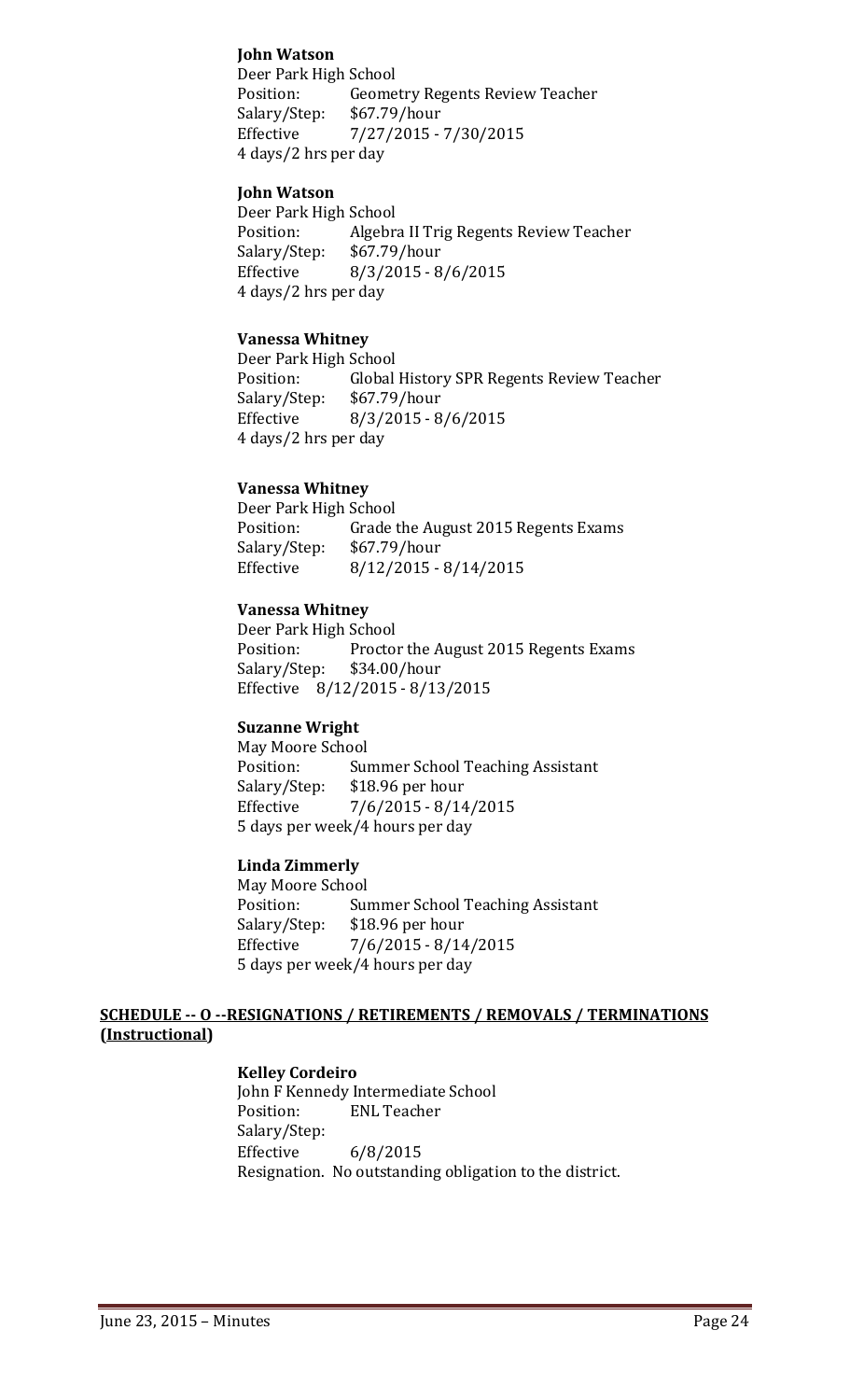**John Watson**

Deer Park High School
Position: Geometry Regents Review Teacher
Salary/Step: $67.79/hour
Effective 7/27/2015 - 7/30/2015
4 days/2 hrs per day

**John Watson**

Deer Park High School
Position: Algebra II Trig Regents Review Teacher
Salary/Step: $67.79/hour
Effective 8/3/2015 - 8/6/2015
4 days/2 hrs per day

**Vanessa Whitney**

Deer Park High School
Position: Global History SPR Regents Review Teacher
Salary/Step: $67.79/hour
Effective 8/3/2015 - 8/6/2015
4 days/2 hrs per day

**Vanessa Whitney**

Deer Park High School
Position: Grade the August 2015 Regents Exams
Salary/Step: $67.79/hour
Effective 8/12/2015 - 8/14/2015

**Vanessa Whitney**

Deer Park High School
Position: Proctor the August 2015 Regents Exams
Salary/Step: $34.00/hour
Effective 8/12/2015 - 8/13/2015

**Suzanne Wright**

May Moore School
Position: Summer School Teaching Assistant
Salary/Step: $18.96 per hour
Effective 7/6/2015 - 8/14/2015
5 days per week/4 hours per day

**Linda Zimmerly**

May Moore School
Position: Summer School Teaching Assistant
Salary/Step: $18.96 per hour
Effective 7/6/2015 - 8/14/2015
5 days per week/4 hours per day

**SCHEDULE -- O --RESIGNATIONS / RETIREMENTS / REMOVALS / TERMINATIONS (Instructional)**

**Kelley Cordeiro**

John F Kennedy Intermediate School
Position: ENL Teacher
Salary/Step:
Effective 6/8/2015
Resignation. No outstanding obligation to the district.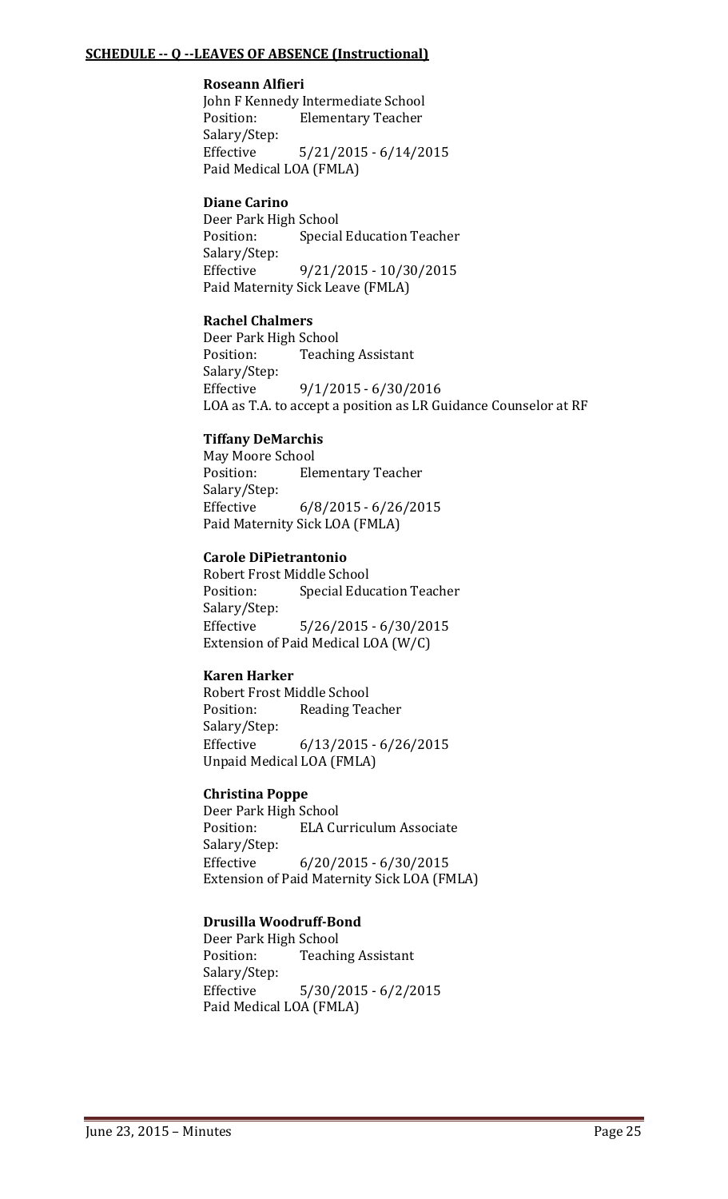**SCHEDULE -- Q --LEAVES OF ABSENCE (Instructional)**

**Roseann Alfieri**
John F Kennedy Intermediate School
Position: Elementary Teacher
Salary/Step:
Effective 5/21/2015 - 6/14/2015
Paid Medical LOA (FMLA)

**Diane Carino**
Deer Park High School
Position: Special Education Teacher
Salary/Step:
Effective 9/21/2015 - 10/30/2015
Paid Maternity Sick Leave (FMLA)

**Rachel Chalmers**
Deer Park High School
Position: Teaching Assistant
Salary/Step:
Effective 9/1/2015 - 6/30/2016
LOA as T.A. to accept a position as LR Guidance Counselor at RF

**Tiffany DeMarchis**
May Moore School
Position: Elementary Teacher
Salary/Step:
Effective 6/8/2015 - 6/26/2015
Paid Maternity Sick LOA (FMLA)

**Carole DiPietrantonio**
Robert Frost Middle School
Position: Special Education Teacher
Salary/Step:
Effective 5/26/2015 - 6/30/2015
Extension of Paid Medical LOA (W/C)

**Karen Harker**
Robert Frost Middle School
Position: Reading Teacher
Salary/Step:
Effective 6/13/2015 - 6/26/2015
Unpaid Medical LOA (FMLA)

**Christina Poppe**
Deer Park High School
Position: ELA Curriculum Associate
Salary/Step:
Effective 6/20/2015 - 6/30/2015
Extension of Paid Maternity Sick LOA (FMLA)

**Drusilla Woodruff-Bond**
Deer Park High School
Position: Teaching Assistant
Salary/Step:
Effective 5/30/2015 - 6/2/2015
Paid Medical LOA (FMLA)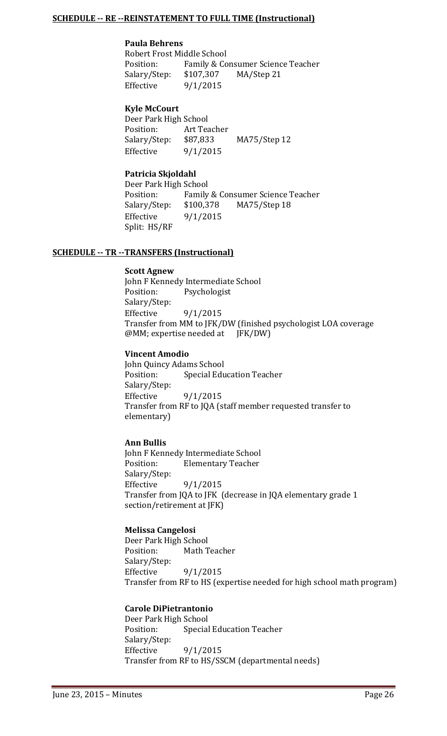**SCHEDULE -- RE --REINSTATEMENT TO FULL TIME (Instructional)**

**Paula Behrens**
Robert Frost Middle School
Position: Family & Consumer Science Teacher
Salary/Step: $107,307 MA/Step 21
Effective 9/1/2015

**Kyle McCourt**
Deer Park High School
Position: Art Teacher
Salary/Step: $87,833 MA75/Step 12
Effective 9/1/2015

**Patricia Skjoldahl**
Deer Park High School
Position: Family & Consumer Science Teacher
Salary/Step: $100,378 MA75/Step 18
Effective 9/1/2015
Split: HS/RF

**SCHEDULE -- TR --TRANSFERS (Instructional)**

**Scott Agnew**
John F Kennedy Intermediate School
Position: Psychologist
Salary/Step:
Effective 9/1/2015
Transfer from MM to JFK/DW (finished psychologist LOA coverage @MM; expertise needed at JFK/DW)

**Vincent Amodio**
John Quincy Adams School
Position: Special Education Teacher
Salary/Step:
Effective 9/1/2015
Transfer from RF to JQA (staff member requested transfer to elementary)

**Ann Bullis**
John F Kennedy Intermediate School
Position: Elementary Teacher
Salary/Step:
Effective 9/1/2015
Transfer from JQA to JFK (decrease in JQA elementary grade 1 section/retirement at JFK)

**Melissa Cangelosi**
Deer Park High School
Position: Math Teacher
Salary/Step:
Effective 9/1/2015
Transfer from RF to HS (expertise needed for high school math program)

**Carole DiPietrantonio**
Deer Park High School
Position: Special Education Teacher
Salary/Step:
Effective 9/1/2015
Transfer from RF to HS/SSCM (departmental needs)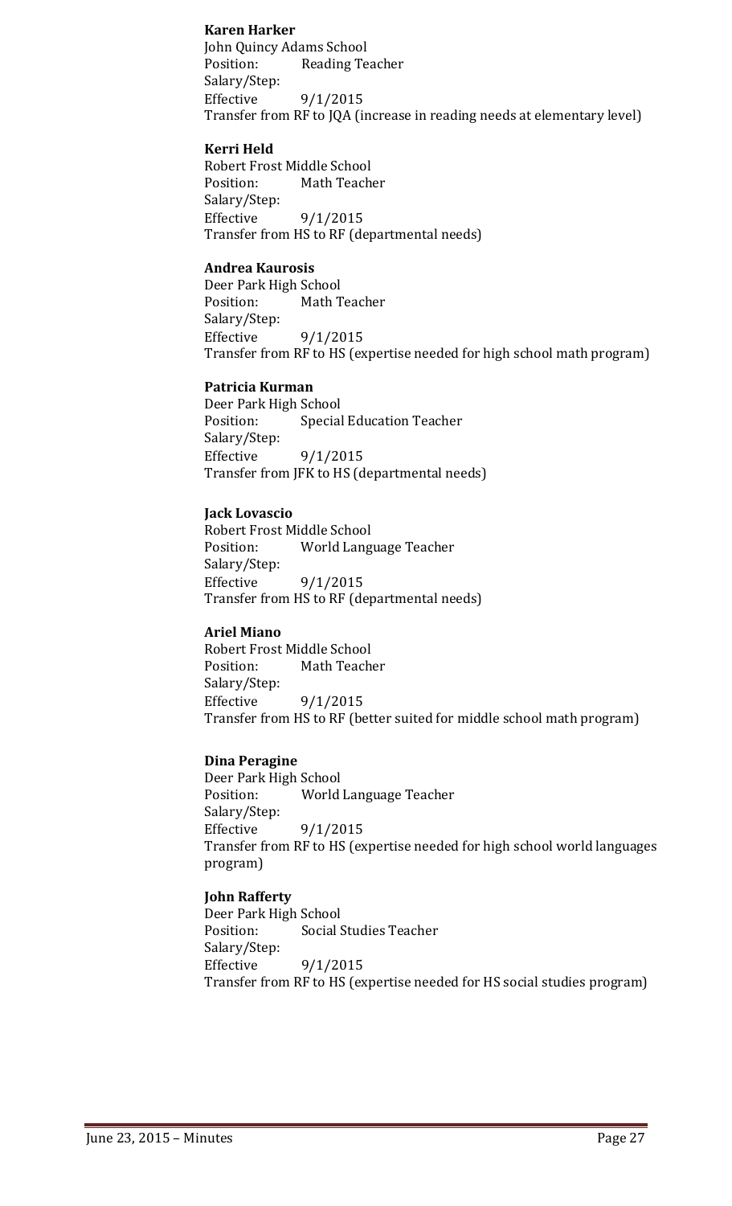**Karen Harker**
John Quincy Adams School
Position: Reading Teacher
Salary/Step:
Effective 9/1/2015
Transfer from RF to JQA (increase in reading needs at elementary level)

**Kerri Held**
Robert Frost Middle School
Position: Math Teacher
Salary/Step:
Effective 9/1/2015
Transfer from HS to RF (departmental needs)

**Andrea Kaurosis**
Deer Park High School
Position: Math Teacher
Salary/Step:
Effective 9/1/2015
Transfer from RF to HS (expertise needed for high school math program)

**Patricia Kurman**
Deer Park High School
Position: Special Education Teacher
Salary/Step:
Effective 9/1/2015
Transfer from JFK to HS (departmental needs)

**Jack Lovascio**
Robert Frost Middle School
Position: World Language Teacher
Salary/Step:
Effective 9/1/2015
Transfer from HS to RF (departmental needs)

**Ariel Miano**
Robert Frost Middle School
Position: Math Teacher
Salary/Step:
Effective 9/1/2015
Transfer from HS to RF (better suited for middle school math program)

**Dina Peragine**
Deer Park High School
Position: World Language Teacher
Salary/Step:
Effective 9/1/2015
Transfer from RF to HS (expertise needed for high school world languages program)

**John Rafferty**
Deer Park High School
Position: Social Studies Teacher
Salary/Step:
Effective 9/1/2015
Transfer from RF to HS (expertise needed for HS social studies program)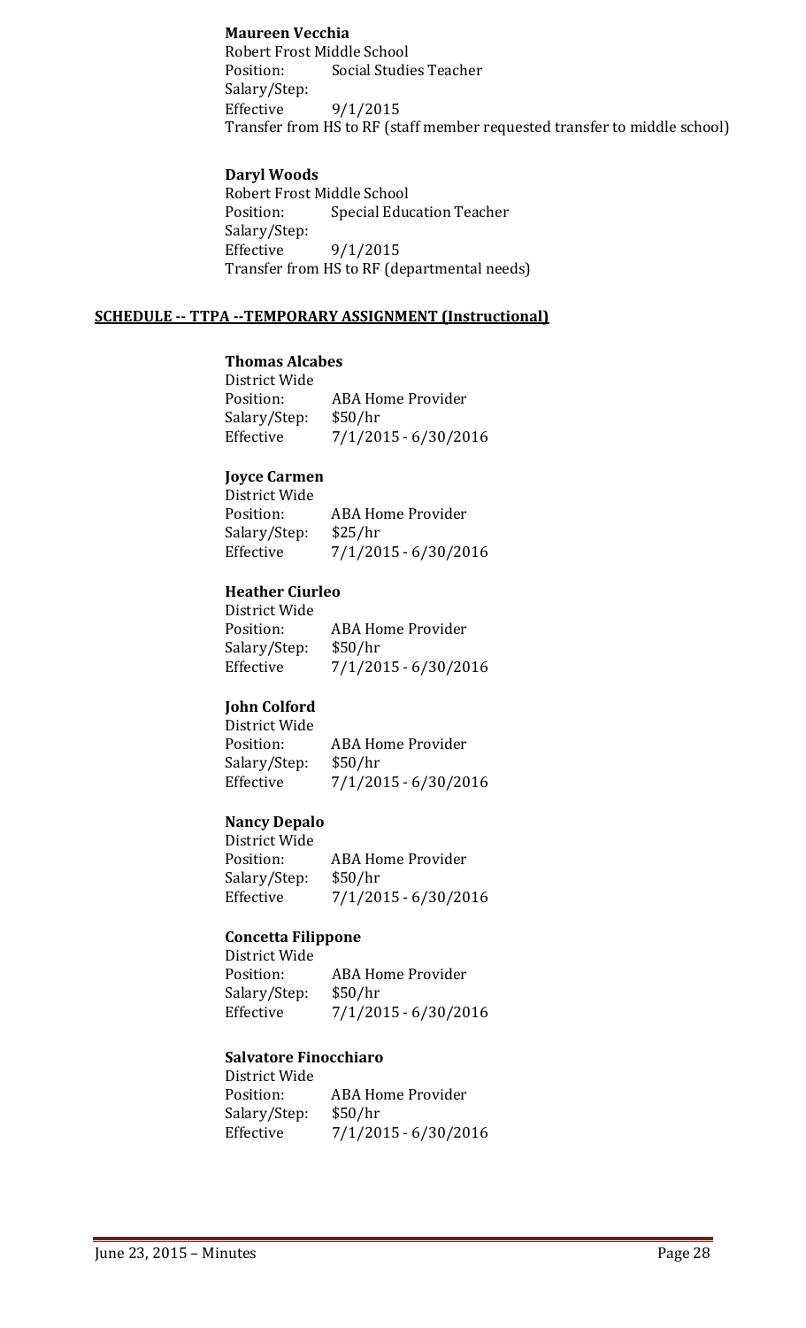**Maureen Vecchia**
Robert Frost Middle School
Position: Social Studies Teacher
Salary/Step:
Effective 9/1/2015
Transfer from HS to RF (staff member requested transfer to middle school)

**Daryl Woods**
Robert Frost Middle School
Position: Special Education Teacher
Salary/Step:
Effective 9/1/2015
Transfer from HS to RF (departmental needs)

**SCHEDULE -- TTPA --TEMPORARY ASSIGNMENT (Instructional)**

**Thomas Alcabes**
District Wide
Position: ABA Home Provider
Salary/Step: $50/hr
Effective 7/1/2015 - 6/30/2016

**Joyce Carmen**
District Wide
Position: ABA Home Provider
Salary/Step: $25/hr
Effective 7/1/2015 - 6/30/2016

**Heather Ciurleo**
District Wide
Position: ABA Home Provider
Salary/Step: $50/hr
Effective 7/1/2015 - 6/30/2016

**John Colford**
District Wide
Position: ABA Home Provider
Salary/Step: $50/hr
Effective 7/1/2015 - 6/30/2016

**Nancy Depalo**
District Wide
Position: ABA Home Provider
Salary/Step: $50/hr
Effective 7/1/2015 - 6/30/2016

**Concetta Filippone**
District Wide
Position: ABA Home Provider
Salary/Step: $50/hr
Effective 7/1/2015 - 6/30/2016

**Salvatore Finocchiaro**
District Wide
Position: ABA Home Provider
Salary/Step: $50/hr
Effective 7/1/2015 - 6/30/2016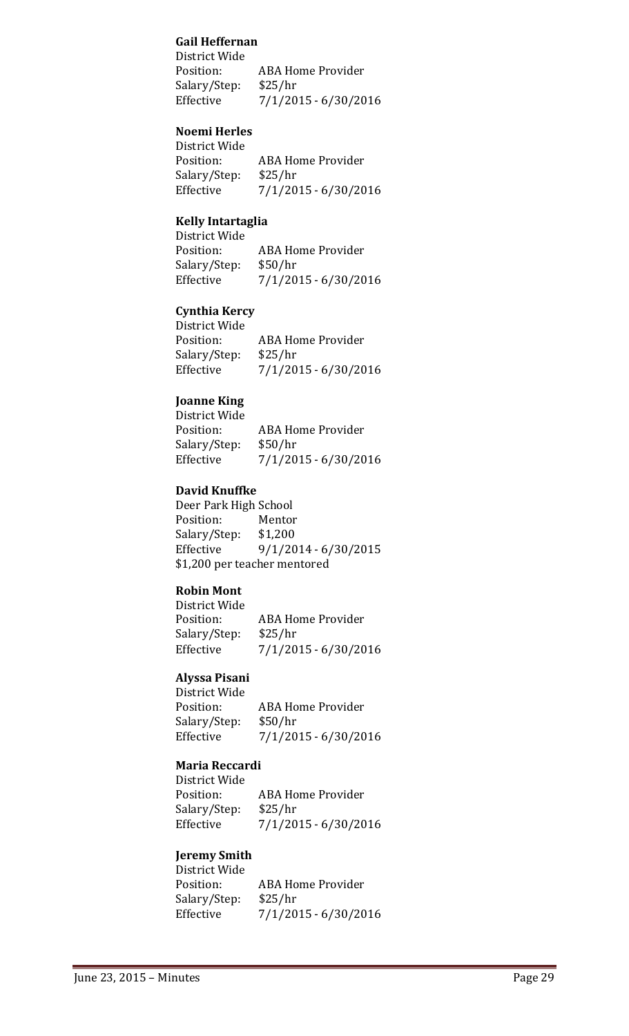**Gail Heffernan**

District Wide
Position: ABA Home Provider
Salary/Step: $25/hr
Effective 7/1/2015 - 6/30/2016

**Noemi Herles**

District Wide
Position: ABA Home Provider
Salary/Step: $25/hr
Effective 7/1/2015 - 6/30/2016

**Kelly Intartaglia**

District Wide
Position: ABA Home Provider
Salary/Step: $50/hr
Effective 7/1/2015 - 6/30/2016

**Cynthia Kercy**

District Wide
Position: ABA Home Provider
Salary/Step: $25/hr
Effective 7/1/2015 - 6/30/2016

**Joanne King**

District Wide
Position: ABA Home Provider
Salary/Step: $50/hr
Effective 7/1/2015 - 6/30/2016

**David Knuffke**

Deer Park High School
Position: Mentor
Salary/Step: $1,200
Effective 9/1/2014 - 6/30/2015
$1,200 per teacher mentored

**Robin Mont**

District Wide
Position: ABA Home Provider
Salary/Step: $25/hr
Effective 7/1/2015 - 6/30/2016

**Alyssa Pisani**

District Wide
Position: ABA Home Provider
Salary/Step: $50/hr
Effective 7/1/2015 - 6/30/2016

**Maria Reccardi**

District Wide
Position: ABA Home Provider
Salary/Step: $25/hr
Effective 7/1/2015 - 6/30/2016

**Jeremy Smith**

District Wide
Position: ABA Home Provider
Salary/Step: $25/hr
Effective 7/1/2015 - 6/30/2016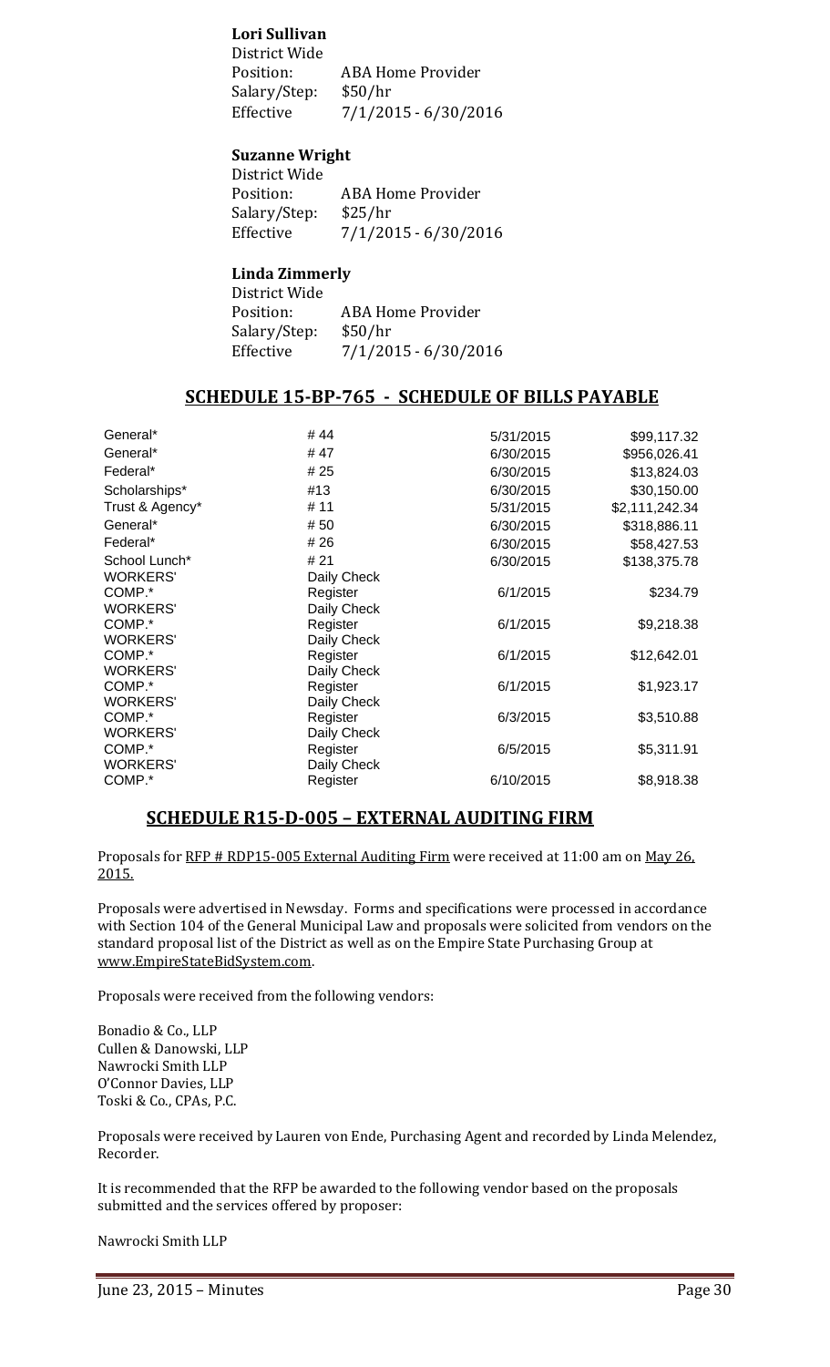**Lori Sullivan**
District Wide
Position: ABA Home Provider
Salary/Step: $50/hr
Effective 7/1/2015 - 6/30/2016

**Suzanne Wright**
District Wide
Position: ABA Home Provider
Salary/Step: $25/hr
Effective 7/1/2015 - 6/30/2016

**Linda Zimmerly**
District Wide
Position: ABA Home Provider
Salary/Step: $50/hr
Effective 7/1/2015 - 6/30/2016

## SCHEDULE 15-BP-765 - SCHEDULE OF BILLS PAYABLE

| | | | |
|---|---|---|---|
| General* | # 44 | 5/31/2015 | $99,117.32 |
| General* | # 47 | 6/30/2015 | $956,026.41 |
| Federal* | # 25 | 6/30/2015 | $13,824.03 |
| Scholarships* | #13 | 6/30/2015 | $30,150.00 |
| Trust & Agency* | # 11 | 5/31/2015 | $2,111,242.34 |
| General* | # 50 | 6/30/2015 | $318,886.11 |
| Federal* | # 26 | 6/30/2015 | $58,427.53 |
| School Lunch* | # 21 | 6/30/2015 | $138,375.78 |
| WORKERS' COMP.* | Daily Check Register | 6/1/2015 | $234.79 |
| WORKERS' COMP.* | Daily Check Register | 6/1/2015 | $9,218.38 |
| WORKERS' COMP.* | Daily Check Register | 6/1/2015 | $12,642.01 |
| WORKERS' COMP.* | Daily Check Register | 6/1/2015 | $1,923.17 |
| WORKERS' COMP.* | Daily Check Register | 6/3/2015 | $3,510.88 |
| WORKERS' COMP.* | Daily Check Register | 6/5/2015 | $5,311.91 |
| WORKERS' COMP.* | Daily Check Register | 6/10/2015 | $8,918.38 |

## SCHEDULE R15-D-005 – EXTERNAL AUDITING FIRM

Proposals for RFP # RDP15-005 External Auditing Firm were received at 11:00 am on May 26, 2015.

Proposals were advertised in Newsday. Forms and specifications were processed in accordance with Section 104 of the General Municipal Law and proposals were solicited from vendors on the standard proposal list of the District as well as on the Empire State Purchasing Group at www.EmpireStateBidSystem.com.

Proposals were received from the following vendors:

Bonadio & Co., LLP
Cullen & Danowski, LLP
Nawrocki Smith LLP
O'Connor Davies, LLP
Toski & Co., CPAs, P.C.

Proposals were received by Lauren von Ende, Purchasing Agent and recorded by Linda Melendez, Recorder.

It is recommended that the RFP be awarded to the following vendor based on the proposals submitted and the services offered by proposer:

Nawrocki Smith LLP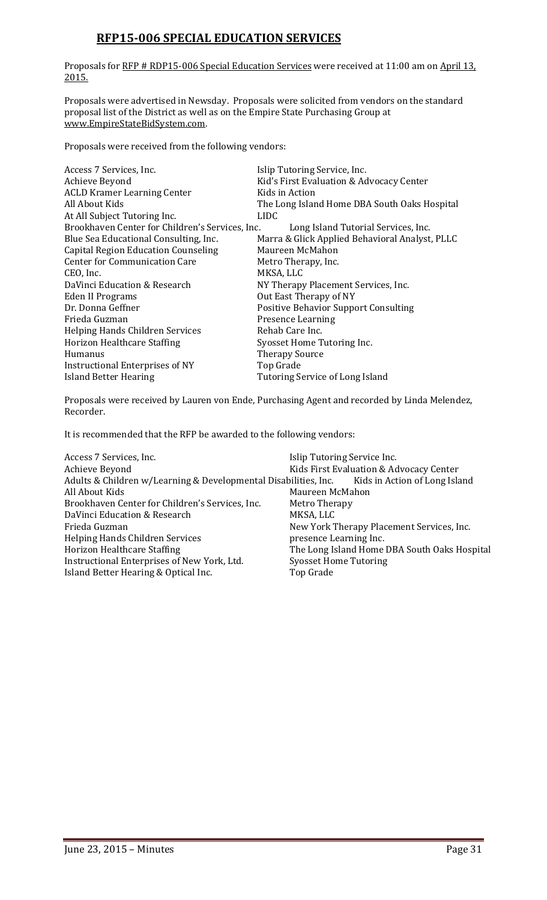## RFP15-006 SPECIAL EDUCATION SERVICES

Proposals for RFP # RDP15-006 Special Education Services were received at 11:00 am on April 13, 2015.

Proposals were advertised in Newsday. Proposals were solicited from vendors on the standard proposal list of the District as well as on the Empire State Purchasing Group at www.EmpireStateBidSystem.com.

Proposals were received from the following vendors:

| | |
|---|---|
| Access 7 Services, Inc. | Islip Tutoring Service, Inc. |
| Achieve Beyond | Kid's First Evaluation & Advocacy Center |
| ACLD Kramer Learning Center | Kids in Action |
| All About Kids | The Long Island Home DBA South Oaks Hospital |
| At All Subject Tutoring Inc. | LIDC |
| Brookhaven Center for Children's Services, Inc. | Long Island Tutorial Services, Inc. |
| Blue Sea Educational Consulting, Inc. | Marra & Glick Applied Behavioral Analyst, PLLC |
| Capital Region Education Counseling | Maureen McMahon |
| Center for Communication Care | Metro Therapy, Inc. |
| CEO, Inc. | MKSA, LLC |
| DaVinci Education & Research | NY Therapy Placement Services, Inc. |
| Eden II Programs | Out East Therapy of NY |
| Dr. Donna Geffner | Positive Behavior Support Consulting |
| Frieda Guzman | Presence Learning |
| Helping Hands Children Services | Rehab Care Inc. |
| Horizon Healthcare Staffing | Syosset Home Tutoring Inc. |
| Humanus | Therapy Source |
| Instructional Enterprises of NY | Top Grade |
| Island Better Hearing | Tutoring Service of Long Island |

Proposals were received by Lauren von Ende, Purchasing Agent and recorded by Linda Melendez, Recorder.

It is recommended that the RFP be awarded to the following vendors:

| | |
|---|---|
| Access 7 Services, Inc. | Islip Tutoring Service Inc. |
| Achieve Beyond | Kids First Evaluation & Advocacy Center |
| Adults & Children w/Learning & Developmental Disabilities, Inc. | Kids in Action of Long Island |
| All About Kids | Maureen McMahon |
| Brookhaven Center for Children's Services, Inc. | Metro Therapy |
| DaVinci Education & Research | MKSA, LLC |
| Frieda Guzman | New York Therapy Placement Services, Inc. |
| Helping Hands Children Services | presence Learning Inc. |
| Horizon Healthcare Staffing | The Long Island Home DBA South Oaks Hospital |
| Instructional Enterprises of New York, Ltd. | Syosset Home Tutoring |
| Island Better Hearing & Optical Inc. | Top Grade |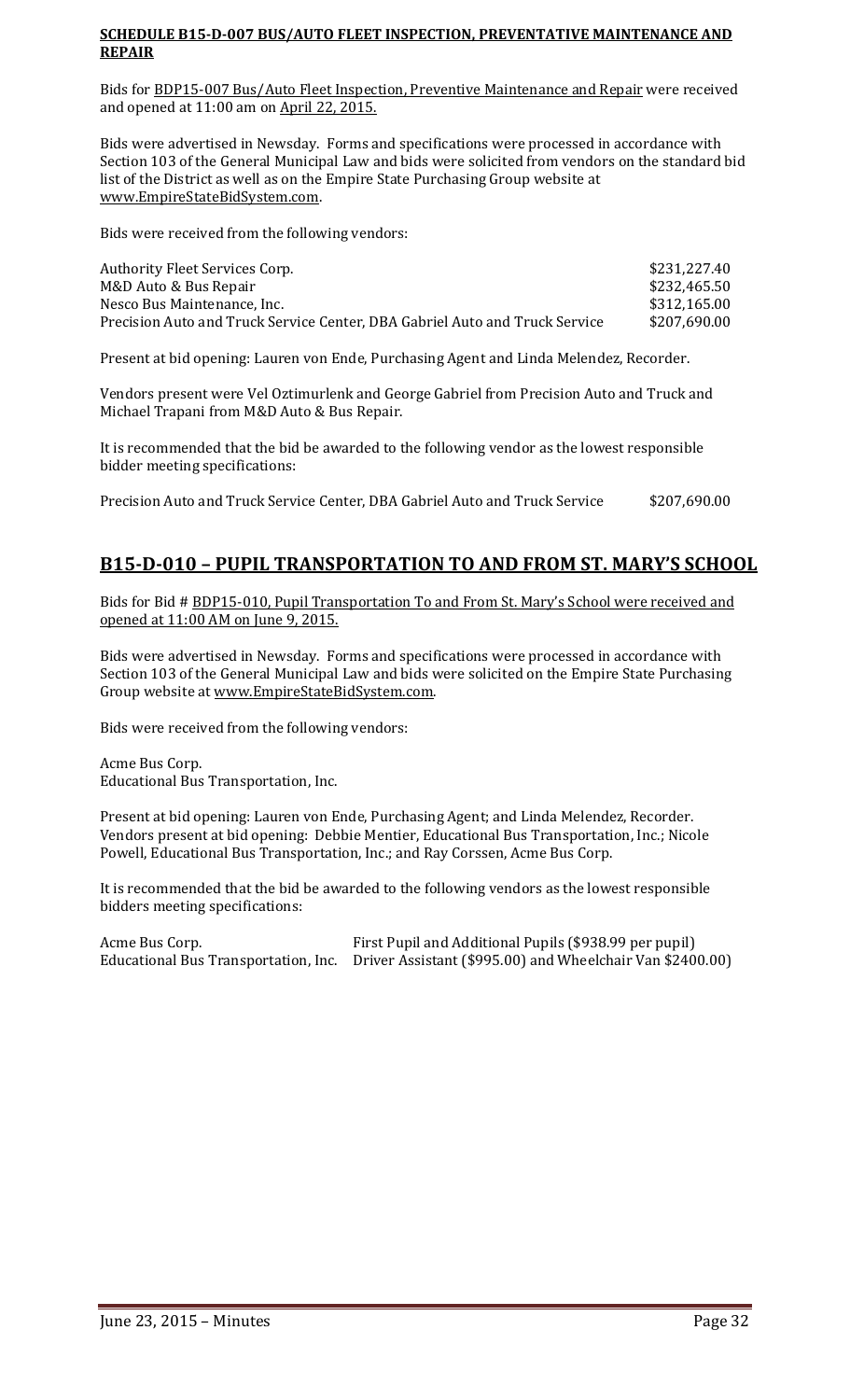**SCHEDULE B15-D-007 BUS/AUTO FLEET INSPECTION, PREVENTATIVE MAINTENANCE AND REPAIR**

Bids for BDP15-007 Bus/Auto Fleet Inspection, Preventive Maintenance and Repair were received and opened at 11:00 am on April 22, 2015.

Bids were advertised in Newsday. Forms and specifications were processed in accordance with Section 103 of the General Municipal Law and bids were solicited from vendors on the standard bid list of the District as well as on the Empire State Purchasing Group website at www.EmpireStateBidSystem.com.

Bids were received from the following vendors:

| | |
|---|---|
| Authority Fleet Services Corp. | $231,227.40 |
| M&D Auto & Bus Repair | $232,465.50 |
| Nesco Bus Maintenance, Inc. | $312,165.00 |
| Precision Auto and Truck Service Center, DBA Gabriel Auto and Truck Service | $207,690.00 |

Present at bid opening: Lauren von Ende, Purchasing Agent and Linda Melendez, Recorder.

Vendors present were Vel Oztimurlenk and George Gabriel from Precision Auto and Truck and Michael Trapani from M&D Auto & Bus Repair.

It is recommended that the bid be awarded to the following vendor as the lowest responsible bidder meeting specifications:

Precision Auto and Truck Service Center, DBA Gabriel Auto and Truck Service $207,690.00

## B15-D-010 – PUPIL TRANSPORTATION TO AND FROM ST. MARY'S SCHOOL

Bids for Bid # BDP15-010, Pupil Transportation To and From St. Mary's School were received and opened at 11:00 AM on June 9, 2015.

Bids were advertised in Newsday. Forms and specifications were processed in accordance with Section 103 of the General Municipal Law and bids were solicited on the Empire State Purchasing Group website at www.EmpireStateBidSystem.com.

Bids were received from the following vendors:

Acme Bus Corp.
Educational Bus Transportation, Inc.

Present at bid opening: Lauren von Ende, Purchasing Agent; and Linda Melendez, Recorder. Vendors present at bid opening: Debbie Mentier, Educational Bus Transportation, Inc.; Nicole Powell, Educational Bus Transportation, Inc.; and Ray Corssen, Acme Bus Corp.

It is recommended that the bid be awarded to the following vendors as the lowest responsible bidders meeting specifications:

| | |
|---|---|
| Acme Bus Corp. | First Pupil and Additional Pupils ($938.99 per pupil) |
| Educational Bus Transportation, Inc. | Driver Assistant ($995.00) and Wheelchair Van $2400.00) |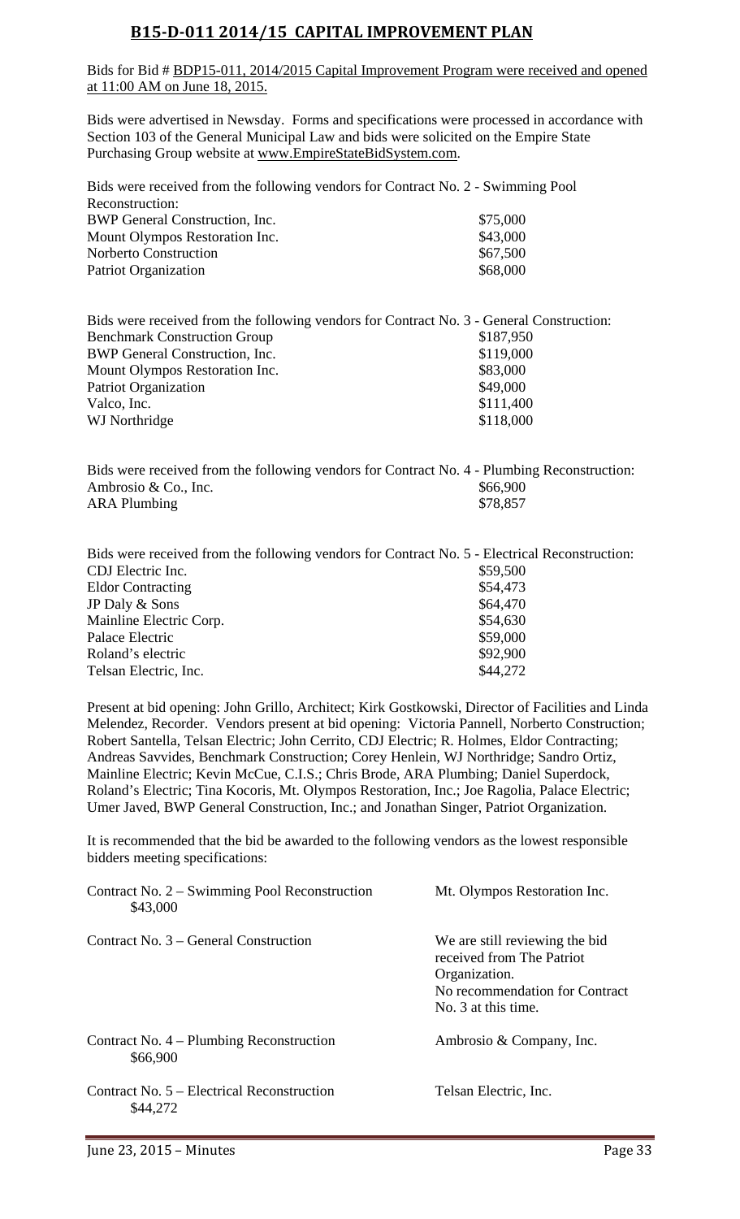# B15-D-011 2014/15 CAPITAL IMPROVEMENT PLAN

Bids for Bid # BDP15-011, 2014/2015 Capital Improvement Program were received and opened at 11:00 AM on June 18, 2015.

Bids were advertised in Newsday. Forms and specifications were processed in accordance with Section 103 of the General Municipal Law and bids were solicited on the Empire State Purchasing Group website at www.EmpireStateBidSystem.com.

Bids were received from the following vendors for Contract No. 2 - Swimming Pool Reconstruction:

| | |
|---|---|
| BWP General Construction, Inc. | $75,000 |
| Mount Olympos Restoration Inc. | $43,000 |
| Norberto Construction | $67,500 |
| Patriot Organization | $68,000 |

Bids were received from the following vendors for Contract No. 3 - General Construction:

| | |
|---|---|
| Benchmark Construction Group | $187,950 |
| BWP General Construction, Inc. | $119,000 |
| Mount Olympos Restoration Inc. | $83,000 |
| Patriot Organization | $49,000 |
| Valco, Inc. | $111,400 |
| WJ Northridge | $118,000 |

Bids were received from the following vendors for Contract No. 4 - Plumbing Reconstruction:

| | |
|---|---|
| Ambrosio & Co., Inc. | $66,900 |
| ARA Plumbing | $78,857 |

Bids were received from the following vendors for Contract No. 5 - Electrical Reconstruction:

| | |
|---|---|
| CDJ Electric Inc. | $59,500 |
| Eldor Contracting | $54,473 |
| JP Daly & Sons | $64,470 |
| Mainline Electric Corp. | $54,630 |
| Palace Electric | $59,000 |
| Roland's electric | $92,900 |
| Telsan Electric, Inc. | $44,272 |

Present at bid opening: John Grillo, Architect; Kirk Gostkowski, Director of Facilities and Linda Melendez, Recorder. Vendors present at bid opening: Victoria Pannell, Norberto Construction; Robert Santella, Telsan Electric; John Cerrito, CDJ Electric; R. Holmes, Eldor Contracting; Andreas Savvides, Benchmark Construction; Corey Henlein, WJ Northridge; Sandro Ortiz, Mainline Electric; Kevin McCue, C.I.S.; Chris Brode, ARA Plumbing; Daniel Superdock, Roland's Electric; Tina Kocoris, Mt. Olympos Restoration, Inc.; Joe Ragolia, Palace Electric; Umer Javed, BWP General Construction, Inc.; and Jonathan Singer, Patriot Organization.

It is recommended that the bid be awarded to the following vendors as the lowest responsible bidders meeting specifications:

| | |
|---|---|
| Contract No. 2 – Swimming Pool Reconstruction $43,000 | Mt. Olympos Restoration Inc. |
| Contract No. 3 – General Construction | We are still reviewing the bid received from The Patriot Organization. No recommendation for Contract No. 3 at this time. |
| Contract No. 4 – Plumbing Reconstruction $66,900 | Ambrosio & Company, Inc. |
| Contract No. 5 – Electrical Reconstruction $44,272 | Telsan Electric, Inc. |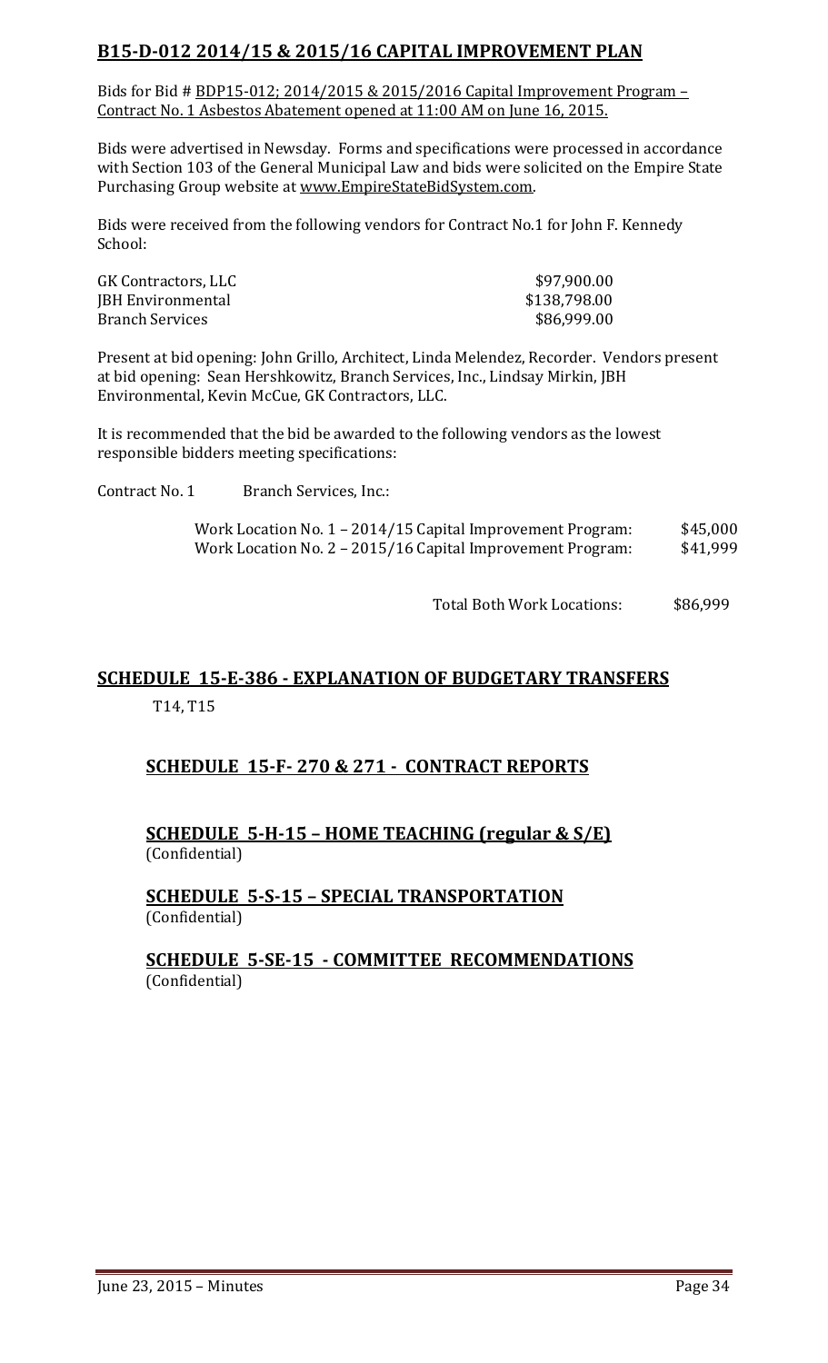## B15-D-012 2014/15 & 2015/16 CAPITAL IMPROVEMENT PLAN

Bids for Bid # BDP15-012; 2014/2015 & 2015/2016 Capital Improvement Program – Contract No. 1 Asbestos Abatement opened at 11:00 AM on June 16, 2015.

Bids were advertised in Newsday. Forms and specifications were processed in accordance with Section 103 of the General Municipal Law and bids were solicited on the Empire State Purchasing Group website at www.EmpireStateBidSystem.com.

Bids were received from the following vendors for Contract No.1 for John F. Kennedy School:

| | |
|---|---|
| GK Contractors, LLC | $97,900.00 |
| JBH Environmental | $138,798.00 |
| Branch Services | $86,999.00 |

Present at bid opening: John Grillo, Architect, Linda Melendez, Recorder. Vendors present at bid opening: Sean Hershkowitz, Branch Services, Inc., Lindsay Mirkin, JBH Environmental, Kevin McCue, GK Contractors, LLC.

It is recommended that the bid be awarded to the following vendors as the lowest responsible bidders meeting specifications:

Contract No. 1 Branch Services, Inc.:

| | |
|---|---|
| Work Location No. 1 – 2014/15 Capital Improvement Program: | $45,000 |
| Work Location No. 2 – 2015/16 Capital Improvement Program: | $41,999 |
| Total Both Work Locations: | $86,999 |

## SCHEDULE 15-E-386 - EXPLANATION OF BUDGETARY TRANSFERS

T14, T15

## SCHEDULE 15-F- 270 & 271 - CONTRACT REPORTS

## SCHEDULE 5-H-15 – HOME TEACHING (regular & S/E)

(Confidential)

## SCHEDULE 5-S-15 – SPECIAL TRANSPORTATION

(Confidential)

## SCHEDULE 5-SE-15 - COMMITTEE RECOMMENDATIONS

(Confidential)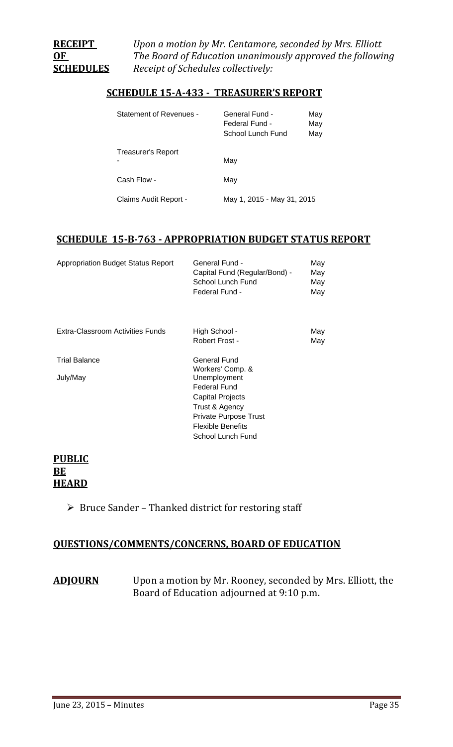**RECEIPT OF SCHEDULES** *Upon a motion by Mr. Centamore, seconded by Mrs. Elliott The Board of Education unanimously approved the following Receipt of Schedules collectively:*

## SCHEDULE 15-A-433 - TREASURER'S REPORT

| | | |
|---|---|---|
| Statement of Revenues - | General Fund - | May |
| | Federal Fund - | May |
| | School Lunch Fund | May |
| Treasurer's Report - | May | |
| Cash Flow - | May | |
| Claims Audit Report - | May 1, 2015 - May 31, 2015 | |

## SCHEDULE 15-B-763 - APPROPRIATION BUDGET STATUS REPORT

| | | |
|---|---|---|
| Appropriation Budget Status Report | General Fund - | May |
| | Capital Fund (Regular/Bond) - | May |
| | School Lunch Fund | May |
| | Federal Fund - | May |
| Extra-Classroom Activities Funds | High School - | May |
| | Robert Frost - | May |
| Trial Balance | General Fund | |
| July/May | Workers' Comp. & Unemployment | |
| | Federal Fund | |
| | Capital Projects | |
| | Trust & Agency | |
| | Private Purpose Trust | |
| | Flexible Benefits | |
| | School Lunch Fund | |

**PUBLIC BE HEARD**

- Bruce Sander – Thanked district for restoring staff

## QUESTIONS/COMMENTS/CONCERNS, BOARD OF EDUCATION

**ADJOURN** Upon a motion by Mr. Rooney, seconded by Mrs. Elliott, the Board of Education adjourned at 9:10 p.m.